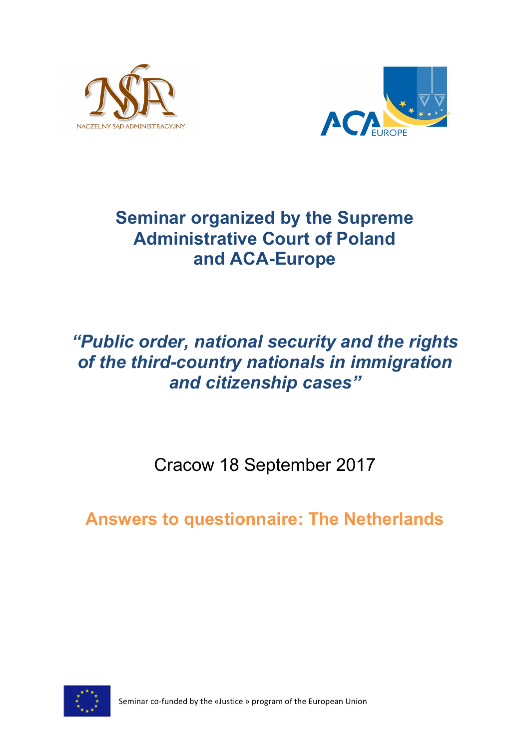NACZELNY SĄD ADMINISTRACYJNY

ACA EUROPE

# Seminar organized by the Supreme Administrative Court of Poland and ACA-Europe

## *"Public order, national security and the rights of the third-country nationals in immigration and citizenship cases"*

Cracow 18 September 2017

## Answers to questionnaire: The Netherlands

Seminar co-funded by the «Justice » program of the European Union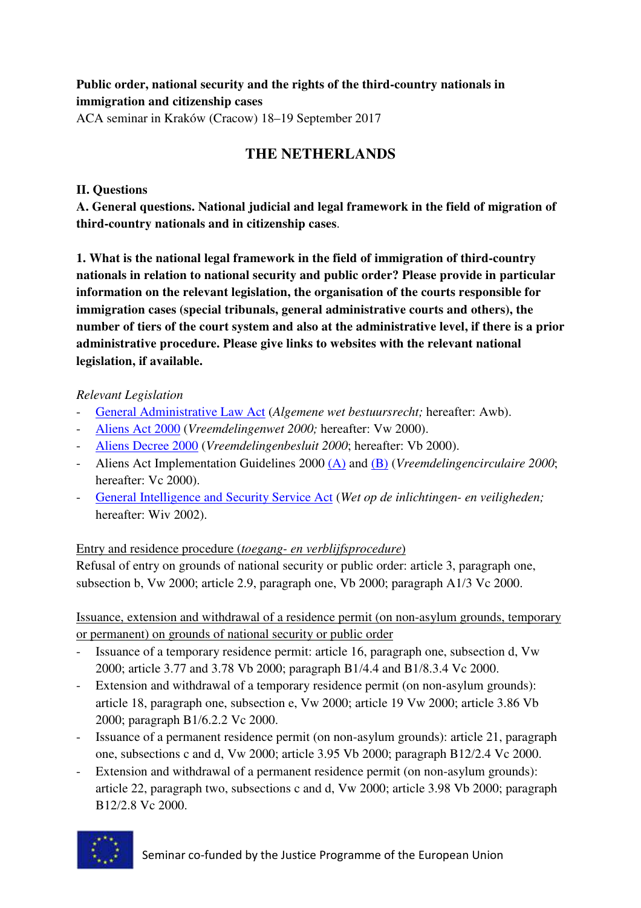**Public order, national security and the rights of the third-country nationals in immigration and citizenship cases**
ACA seminar in Kraków (Cracow) 18–19 September 2017

## THE NETHERLANDS

**II. Questions**

**A. General questions. National judicial and legal framework in the field of migration of third-country nationals and in citizenship cases.**

**1. What is the national legal framework in the field of immigration of third-country nationals in relation to national security and public order? Please provide in particular information on the relevant legislation, the organisation of the courts responsible for immigration cases (special tribunals, general administrative courts and others), the number of tiers of the court system and also at the administrative level, if there is a prior administrative procedure. Please give links to websites with the relevant national legislation, if available.**

*Relevant Legislation*

- General Administrative Law Act (*Algemene wet bestuursrecht;* hereafter: Awb).
- Aliens Act 2000 (*Vreemdelingenwet 2000;* hereafter: Vw 2000).
- Aliens Decree 2000 (*Vreemdelingenbesluit 2000*; hereafter: Vb 2000).
- Aliens Act Implementation Guidelines 2000 (A) and (B) (*Vreemdelingencirculaire 2000*; hereafter: Vc 2000).
- General Intelligence and Security Service Act (*Wet op de inlichtingen- en veiligheden;* hereafter: Wiv 2002).

Entry and residence procedure (*toegang- en verblijfsprocedure*)
Refusal of entry on grounds of national security or public order: article 3, paragraph one, subsection b, Vw 2000; article 2.9, paragraph one, Vb 2000; paragraph A1/3 Vc 2000.

Issuance, extension and withdrawal of a residence permit (on non-asylum grounds, temporary or permanent) on grounds of national security or public order

- Issuance of a temporary residence permit: article 16, paragraph one, subsection d, Vw 2000; article 3.77 and 3.78 Vb 2000; paragraph B1/4.4 and B1/8.3.4 Vc 2000.
- Extension and withdrawal of a temporary residence permit (on non-asylum grounds): article 18, paragraph one, subsection e, Vw 2000; article 19 Vw 2000; article 3.86 Vb 2000; paragraph B1/6.2.2 Vc 2000.
- Issuance of a permanent residence permit (on non-asylum grounds): article 21, paragraph one, subsections c and d, Vw 2000; article 3.95 Vb 2000; paragraph B12/2.4 Vc 2000.
- Extension and withdrawal of a permanent residence permit (on non-asylum grounds): article 22, paragraph two, subsections c and d, Vw 2000; article 3.98 Vb 2000; paragraph B12/2.8 Vc 2000.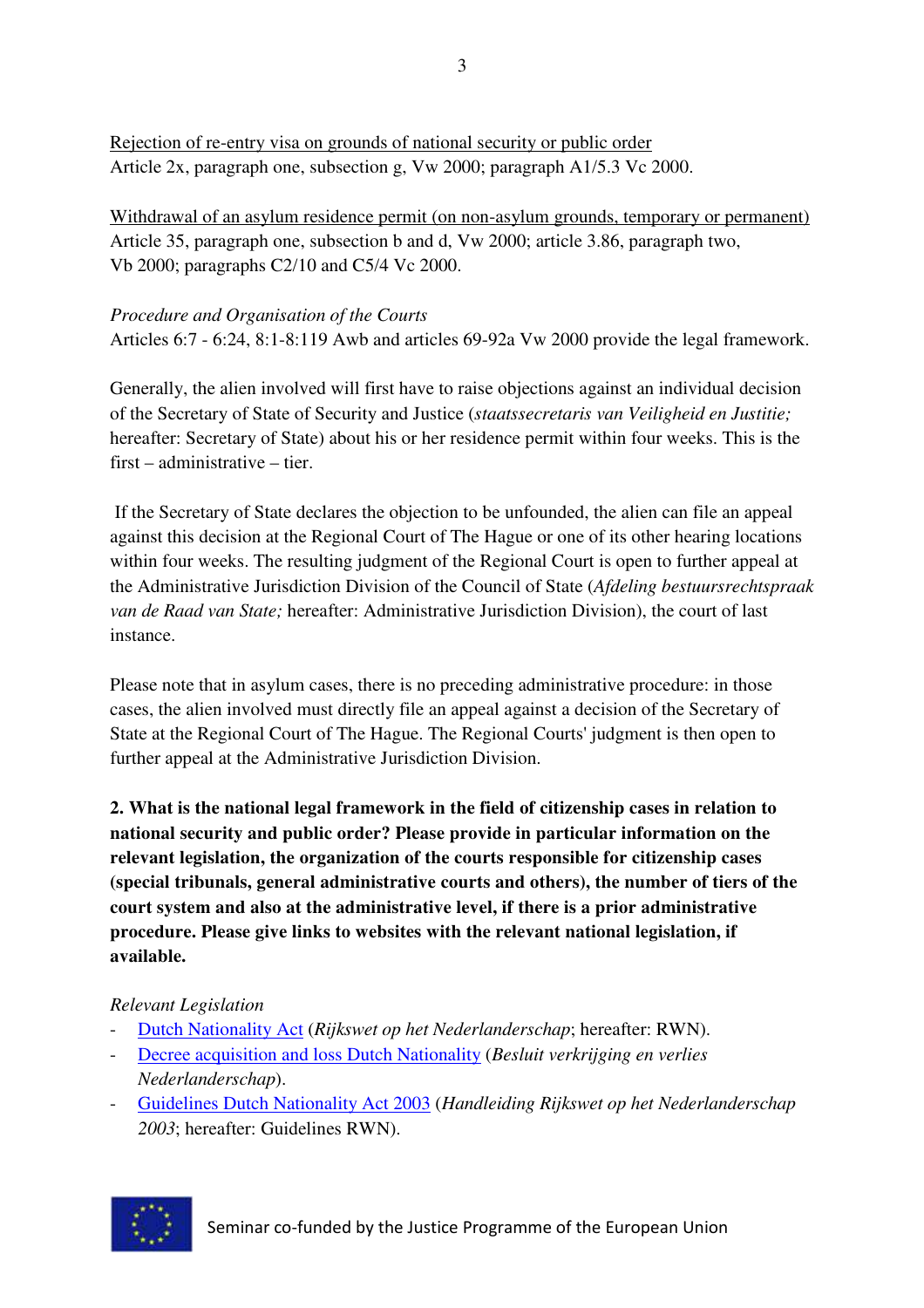<u>Rejection of re-entry visa on grounds of national security or public order</u>
Article 2x, paragraph one, subsection g, Vw 2000; paragraph A1/5.3 Vc 2000.

<u>Withdrawal of an asylum residence permit (on non-asylum grounds, temporary or permanent)</u>
Article 35, paragraph one, subsection b and d, Vw 2000; article 3.86, paragraph two, Vb 2000; paragraphs C2/10 and C5/4 Vc 2000.

*Procedure and Organisation of the Courts*
Articles 6:7 - 6:24, 8:1-8:119 Awb and articles 69-92a Vw 2000 provide the legal framework.

Generally, the alien involved will first have to raise objections against an individual decision of the Secretary of State of Security and Justice (*staatssecretaris van Veiligheid en Justitie;* hereafter: Secretary of State) about his or her residence permit within four weeks. This is the first – administrative – tier.

If the Secretary of State declares the objection to be unfounded, the alien can file an appeal against this decision at the Regional Court of The Hague or one of its other hearing locations within four weeks. The resulting judgment of the Regional Court is open to further appeal at the Administrative Jurisdiction Division of the Council of State (*Afdeling bestuursrechtspraak van de Raad van State;* hereafter: Administrative Jurisdiction Division), the court of last instance.

Please note that in asylum cases, there is no preceding administrative procedure: in those cases, the alien involved must directly file an appeal against a decision of the Secretary of State at the Regional Court of The Hague. The Regional Courts' judgment is then open to further appeal at the Administrative Jurisdiction Division.

**2. What is the national legal framework in the field of citizenship cases in relation to national security and public order? Please provide in particular information on the relevant legislation, the organization of the courts responsible for citizenship cases (special tribunals, general administrative courts and others), the number of tiers of the court system and also at the administrative level, if there is a prior administrative procedure. Please give links to websites with the relevant national legislation, if available.**

*Relevant Legislation*

- <u>Dutch Nationality Act</u> (*Rijkswet op het Nederlanderschap*; hereafter: RWN).
- <u>Decree acquisition and loss Dutch Nationality</u> (*Besluit verkrijging en verlies Nederlanderschap*).
- <u>Guidelines Dutch Nationality Act 2003</u> (*Handleiding Rijkswet op het Nederlanderschap 2003*; hereafter: Guidelines RWN).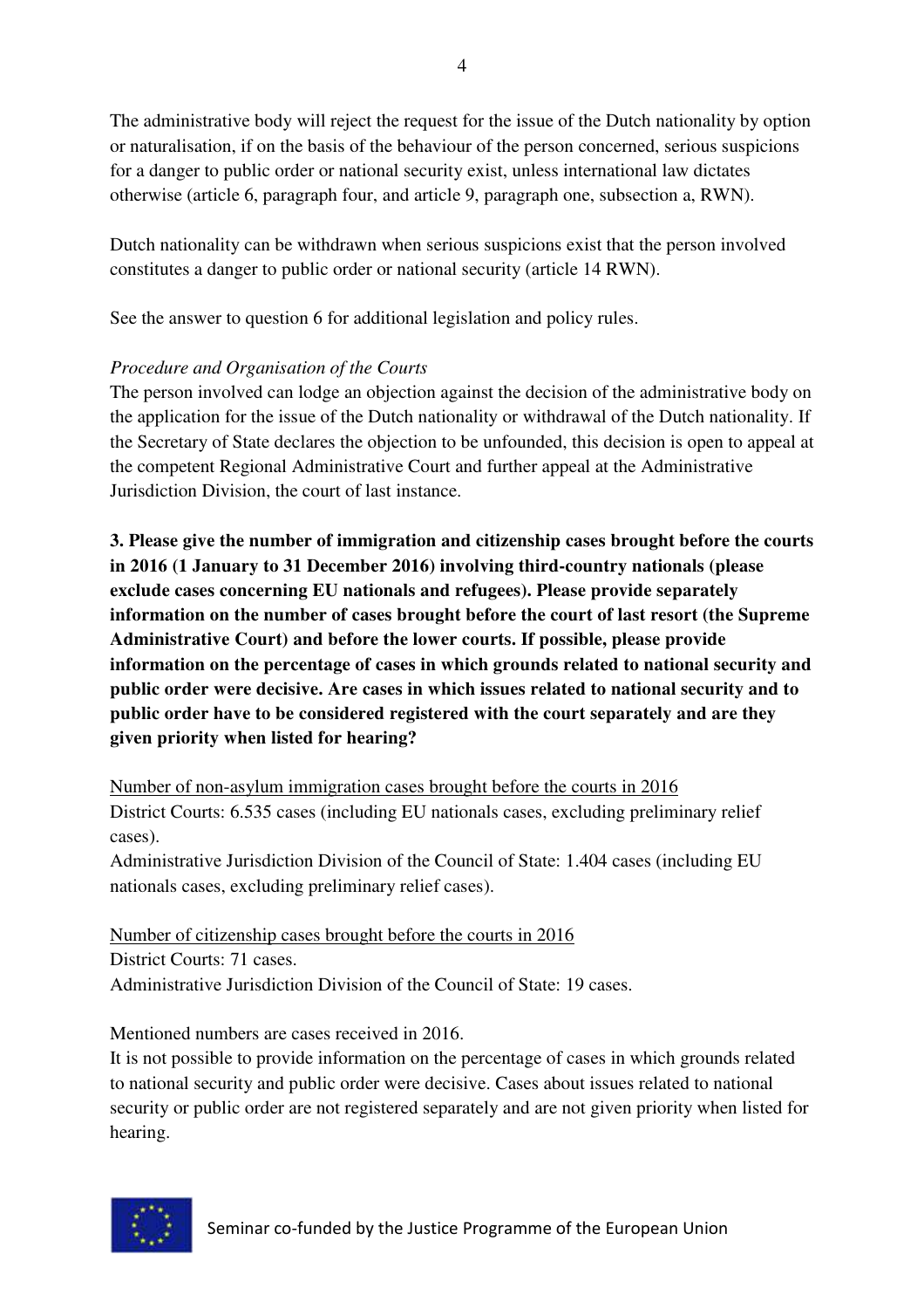The administrative body will reject the request for the issue of the Dutch nationality by option or naturalisation, if on the basis of the behaviour of the person concerned, serious suspicions for a danger to public order or national security exist, unless international law dictates otherwise (article 6, paragraph four, and article 9, paragraph one, subsection a, RWN).

Dutch nationality can be withdrawn when serious suspicions exist that the person involved constitutes a danger to public order or national security (article 14 RWN).

See the answer to question 6 for additional legislation and policy rules.

*Procedure and Organisation of the Courts*

The person involved can lodge an objection against the decision of the administrative body on the application for the issue of the Dutch nationality or withdrawal of the Dutch nationality. If the Secretary of State declares the objection to be unfounded, this decision is open to appeal at the competent Regional Administrative Court and further appeal at the Administrative Jurisdiction Division, the court of last instance.

**3. Please give the number of immigration and citizenship cases brought before the courts in 2016 (1 January to 31 December 2016) involving third-country nationals (please exclude cases concerning EU nationals and refugees). Please provide separately information on the number of cases brought before the court of last resort (the Supreme Administrative Court) and before the lower courts. If possible, please provide information on the percentage of cases in which grounds related to national security and public order were decisive. Are cases in which issues related to national security and to public order have to be considered registered with the court separately and are they given priority when listed for hearing?**

<u>Number of non-asylum immigration cases brought before the courts in 2016</u>
District Courts: 6.535 cases (including EU nationals cases, excluding preliminary relief cases).
Administrative Jurisdiction Division of the Council of State: 1.404 cases (including EU nationals cases, excluding preliminary relief cases).

<u>Number of citizenship cases brought before the courts in 2016</u>
District Courts: 71 cases.
Administrative Jurisdiction Division of the Council of State: 19 cases.

Mentioned numbers are cases received in 2016.
It is not possible to provide information on the percentage of cases in which grounds related to national security and public order were decisive. Cases about issues related to national security or public order are not registered separately and are not given priority when listed for hearing.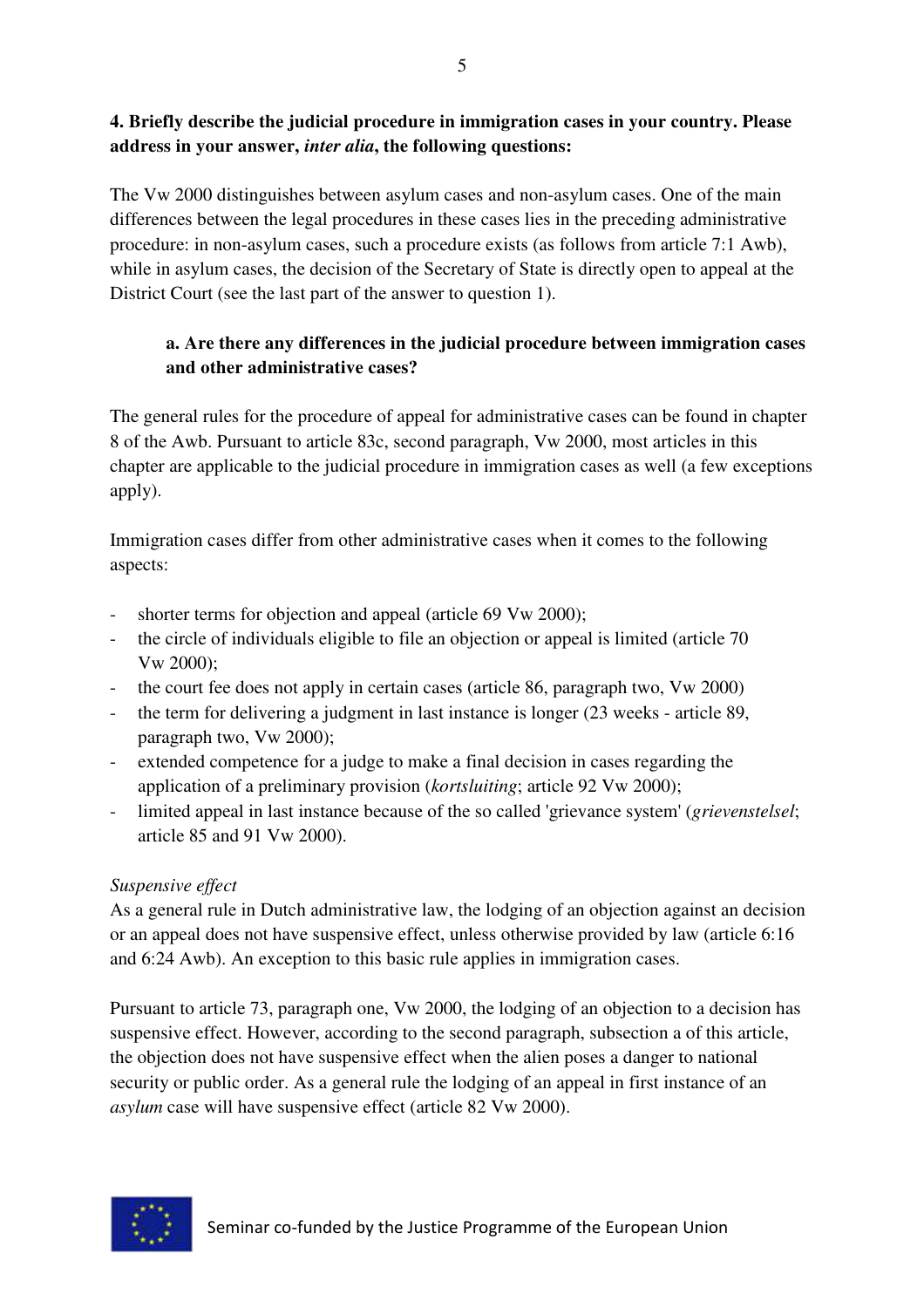**4. Briefly describe the judicial procedure in immigration cases in your country. Please address in your answer, *inter alia*, the following questions:**

The Vw 2000 distinguishes between asylum cases and non-asylum cases. One of the main differences between the legal procedures in these cases lies in the preceding administrative procedure: in non-asylum cases, such a procedure exists (as follows from article 7:1 Awb), while in asylum cases, the decision of the Secretary of State is directly open to appeal at the District Court (see the last part of the answer to question 1).

**a. Are there any differences in the judicial procedure between immigration cases and other administrative cases?**

The general rules for the procedure of appeal for administrative cases can be found in chapter 8 of the Awb. Pursuant to article 83c, second paragraph, Vw 2000, most articles in this chapter are applicable to the judicial procedure in immigration cases as well (a few exceptions apply).

Immigration cases differ from other administrative cases when it comes to the following aspects:

- shorter terms for objection and appeal (article 69 Vw 2000);
- the circle of individuals eligible to file an objection or appeal is limited (article 70 Vw 2000);
- the court fee does not apply in certain cases (article 86, paragraph two, Vw 2000)
- the term for delivering a judgment in last instance is longer (23 weeks - article 89, paragraph two, Vw 2000);
- extended competence for a judge to make a final decision in cases regarding the application of a preliminary provision (*kortsluiting*; article 92 Vw 2000);
- limited appeal in last instance because of the so called 'grievance system' (*grievenstelsel*; article 85 and 91 Vw 2000).

*Suspensive effect*

As a general rule in Dutch administrative law, the lodging of an objection against an decision or an appeal does not have suspensive effect, unless otherwise provided by law (article 6:16 and 6:24 Awb). An exception to this basic rule applies in immigration cases.

Pursuant to article 73, paragraph one, Vw 2000, the lodging of an objection to a decision has suspensive effect. However, according to the second paragraph, subsection a of this article, the objection does not have suspensive effect when the alien poses a danger to national security or public order. As a general rule the lodging of an appeal in first instance of an *asylum* case will have suspensive effect (article 82 Vw 2000).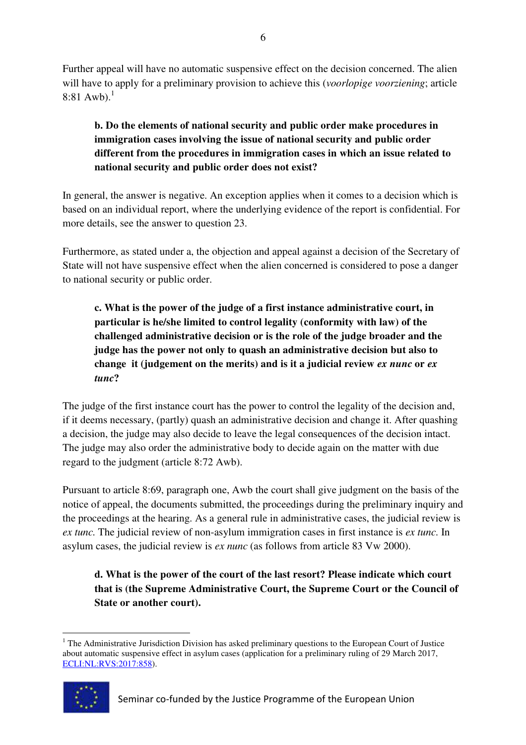Further appeal will have no automatic suspensive effect on the decision concerned. The alien will have to apply for a preliminary provision to achieve this (*voorlopige voorziening*; article 8:81 Awb).[1]

**b. Do the elements of national security and public order make procedures in immigration cases involving the issue of national security and public order different from the procedures in immigration cases in which an issue related to national security and public order does not exist?**

In general, the answer is negative. An exception applies when it comes to a decision which is based on an individual report, where the underlying evidence of the report is confidential. For more details, see the answer to question 23.

Furthermore, as stated under a, the objection and appeal against a decision of the Secretary of State will not have suspensive effect when the alien concerned is considered to pose a danger to national security or public order.

**c. What is the power of the judge of a first instance administrative court, in particular is he/she limited to control legality (conformity with law) of the challenged administrative decision or is the role of the judge broader and the judge has the power not only to quash an administrative decision but also to change it (judgement on the merits) and is it a judicial review *ex nunc* or *ex tunc*?**

The judge of the first instance court has the power to control the legality of the decision and, if it deems necessary, (partly) quash an administrative decision and change it. After quashing a decision, the judge may also decide to leave the legal consequences of the decision intact. The judge may also order the administrative body to decide again on the matter with due regard to the judgment (article 8:72 Awb).

Pursuant to article 8:69, paragraph one, Awb the court shall give judgment on the basis of the notice of appeal, the documents submitted, the proceedings during the preliminary inquiry and the proceedings at the hearing. As a general rule in administrative cases, the judicial review is *ex tunc*. The judicial review of non-asylum immigration cases in first instance is *ex tunc*. In asylum cases, the judicial review is *ex nunc* (as follows from article 83 Vw 2000).

**d. What is the power of the court of the last resort? Please indicate which court that is (the Supreme Administrative Court, the Supreme Court or the Council of State or another court).**

---

[1] The Administrative Jurisdiction Division has asked preliminary questions to the European Court of Justice about automatic suspensive effect in asylum cases (application for a preliminary ruling of 29 March 2017, ECLI:NL:RVS:2017:858).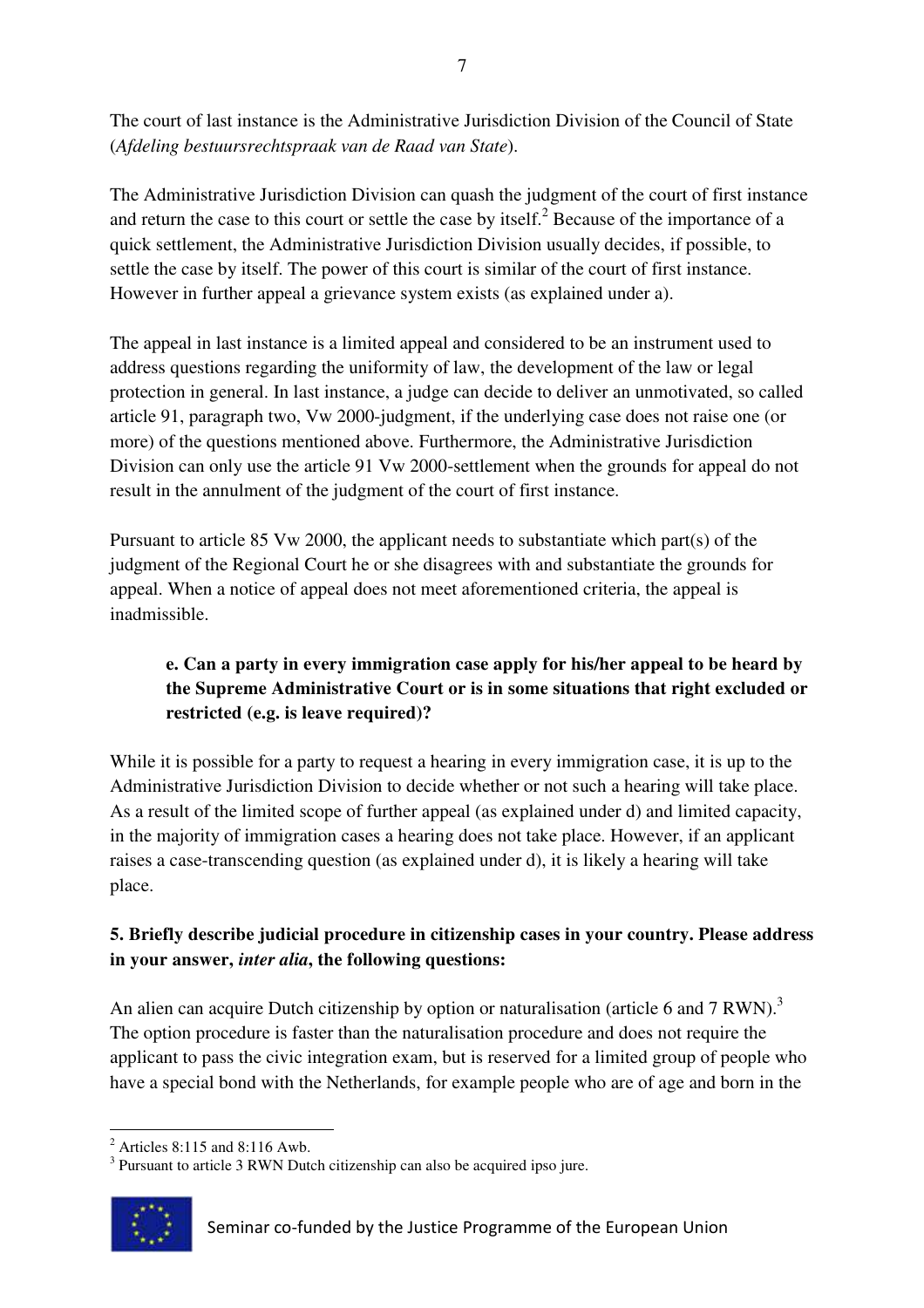The court of last instance is the Administrative Jurisdiction Division of the Council of State (*Afdeling bestuursrechtspraak van de Raad van State*).

The Administrative Jurisdiction Division can quash the judgment of the court of first instance and return the case to this court or settle the case by itself.[2] Because of the importance of a quick settlement, the Administrative Jurisdiction Division usually decides, if possible, to settle the case by itself. The power of this court is similar of the court of first instance. However in further appeal a grievance system exists (as explained under a).

The appeal in last instance is a limited appeal and considered to be an instrument used to address questions regarding the uniformity of law, the development of the law or legal protection in general. In last instance, a judge can decide to deliver an unmotivated, so called article 91, paragraph two, Vw 2000-judgment, if the underlying case does not raise one (or more) of the questions mentioned above. Furthermore, the Administrative Jurisdiction Division can only use the article 91 Vw 2000-settlement when the grounds for appeal do not result in the annulment of the judgment of the court of first instance.

Pursuant to article 85 Vw 2000, the applicant needs to substantiate which part(s) of the judgment of the Regional Court he or she disagrees with and substantiate the grounds for appeal. When a notice of appeal does not meet aforementioned criteria, the appeal is inadmissible.

**e. Can a party in every immigration case apply for his/her appeal to be heard by the Supreme Administrative Court or is in some situations that right excluded or restricted (e.g. is leave required)?**

While it is possible for a party to request a hearing in every immigration case, it is up to the Administrative Jurisdiction Division to decide whether or not such a hearing will take place. As a result of the limited scope of further appeal (as explained under d) and limited capacity, in the majority of immigration cases a hearing does not take place. However, if an applicant raises a case-transcending question (as explained under d), it is likely a hearing will take place.

**5. Briefly describe judicial procedure in citizenship cases in your country. Please address in your answer, *inter alia*, the following questions:**

An alien can acquire Dutch citizenship by option or naturalisation (article 6 and 7 RWN).[3] The option procedure is faster than the naturalisation procedure and does not require the applicant to pass the civic integration exam, but is reserved for a limited group of people who have a special bond with the Netherlands, for example people who are of age and born in the

[2] Articles 8:115 and 8:116 Awb.

[3] Pursuant to article 3 RWN Dutch citizenship can also be acquired ipso jure.

Seminar co-funded by the Justice Programme of the European Union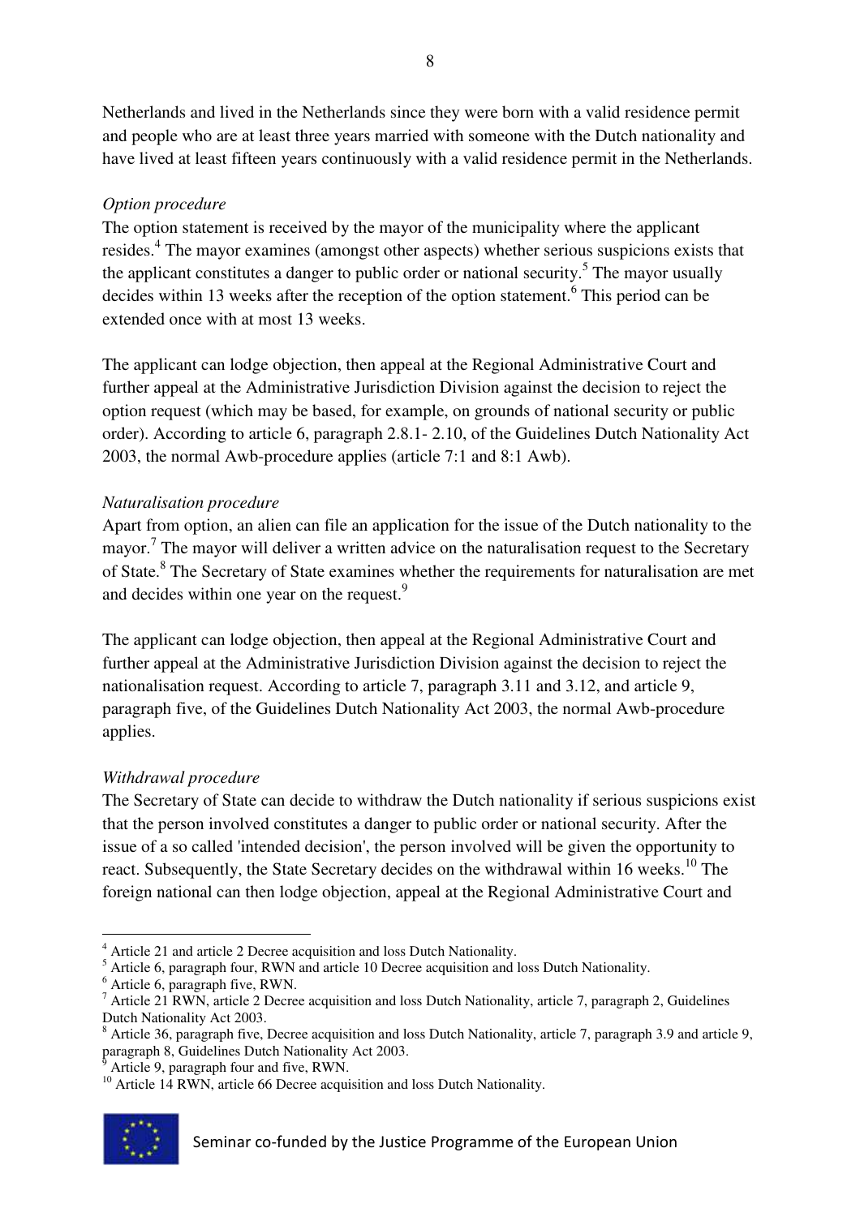Netherlands and lived in the Netherlands since they were born with a valid residence permit and people who are at least three years married with someone with the Dutch nationality and have lived at least fifteen years continuously with a valid residence permit in the Netherlands.

*Option procedure*

The option statement is received by the mayor of the municipality where the applicant resides.[4] The mayor examines (amongst other aspects) whether serious suspicions exists that the applicant constitutes a danger to public order or national security.[5] The mayor usually decides within 13 weeks after the reception of the option statement.[6] This period can be extended once with at most 13 weeks.

The applicant can lodge objection, then appeal at the Regional Administrative Court and further appeal at the Administrative Jurisdiction Division against the decision to reject the option request (which may be based, for example, on grounds of national security or public order). According to article 6, paragraph 2.8.1- 2.10, of the Guidelines Dutch Nationality Act 2003, the normal Awb-procedure applies (article 7:1 and 8:1 Awb).

*Naturalisation procedure*

Apart from option, an alien can file an application for the issue of the Dutch nationality to the mayor.[7] The mayor will deliver a written advice on the naturalisation request to the Secretary of State.[8] The Secretary of State examines whether the requirements for naturalisation are met and decides within one year on the request.[9]

The applicant can lodge objection, then appeal at the Regional Administrative Court and further appeal at the Administrative Jurisdiction Division against the decision to reject the nationalisation request. According to article 7, paragraph 3.11 and 3.12, and article 9, paragraph five, of the Guidelines Dutch Nationality Act 2003, the normal Awb-procedure applies.

*Withdrawal procedure*

The Secretary of State can decide to withdraw the Dutch nationality if serious suspicions exist that the person involved constitutes a danger to public order or national security. After the issue of a so called 'intended decision', the person involved will be given the opportunity to react. Subsequently, the State Secretary decides on the withdrawal within 16 weeks.[10] The foreign national can then lodge objection, appeal at the Regional Administrative Court and

---

[4] Article 21 and article 2 Decree acquisition and loss Dutch Nationality.

[5] Article 6, paragraph four, RWN and article 10 Decree acquisition and loss Dutch Nationality.

[6] Article 6, paragraph five, RWN.

[7] Article 21 RWN, article 2 Decree acquisition and loss Dutch Nationality, article 7, paragraph 2, Guidelines Dutch Nationality Act 2003.

[8] Article 36, paragraph five, Decree acquisition and loss Dutch Nationality, article 7, paragraph 3.9 and article 9, paragraph 8, Guidelines Dutch Nationality Act 2003.

[9] Article 9, paragraph four and five, RWN.

[10] Article 14 RWN, article 66 Decree acquisition and loss Dutch Nationality.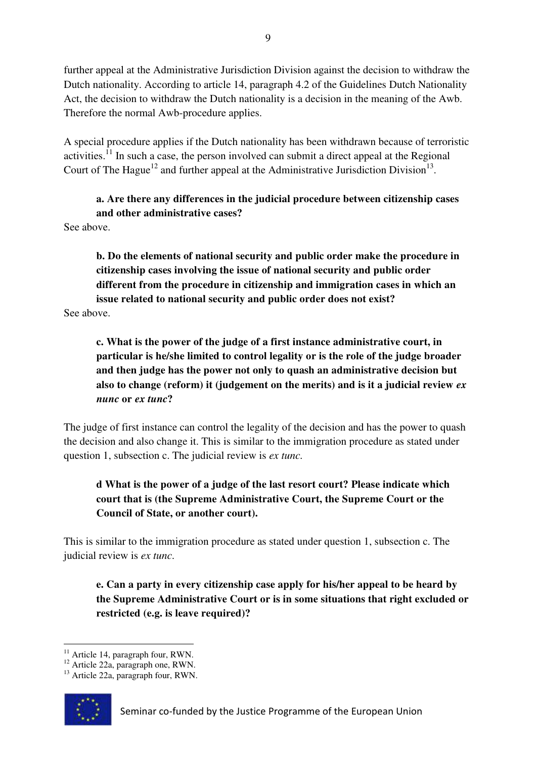further appeal at the Administrative Jurisdiction Division against the decision to withdraw the Dutch nationality. According to article 14, paragraph 4.2 of the Guidelines Dutch Nationality Act, the decision to withdraw the Dutch nationality is a decision in the meaning of the Awb. Therefore the normal Awb-procedure applies.

A special procedure applies if the Dutch nationality has been withdrawn because of terroristic activities.[11] In such a case, the person involved can submit a direct appeal at the Regional Court of The Hague[12] and further appeal at the Administrative Jurisdiction Division[13].

**a. Are there any differences in the judicial procedure between citizenship cases and other administrative cases?**

See above.

**b. Do the elements of national security and public order make the procedure in citizenship cases involving the issue of national security and public order different from the procedure in citizenship and immigration cases in which an issue related to national security and public order does not exist?**

See above.

**c. What is the power of the judge of a first instance administrative court, in particular is he/she limited to control legality or is the role of the judge broader and then judge has the power not only to quash an administrative decision but also to change (reform) it (judgement on the merits) and is it a judicial review *ex nunc* or *ex tunc*?**

The judge of first instance can control the legality of the decision and has the power to quash the decision and also change it. This is similar to the immigration procedure as stated under question 1, subsection c. The judicial review is *ex tunc*.

**d What is the power of a judge of the last resort court? Please indicate which court that is (the Supreme Administrative Court, the Supreme Court or the Council of State, or another court).**

This is similar to the immigration procedure as stated under question 1, subsection c. The judicial review is *ex tunc*.

**e. Can a party in every citizenship case apply for his/her appeal to be heard by the Supreme Administrative Court or is in some situations that right excluded or restricted (e.g. is leave required)?**

---

[11] Article 14, paragraph four, RWN.

[12] Article 22a, paragraph one, RWN.

[13] Article 22a, paragraph four, RWN.

Seminar co-funded by the Justice Programme of the European Union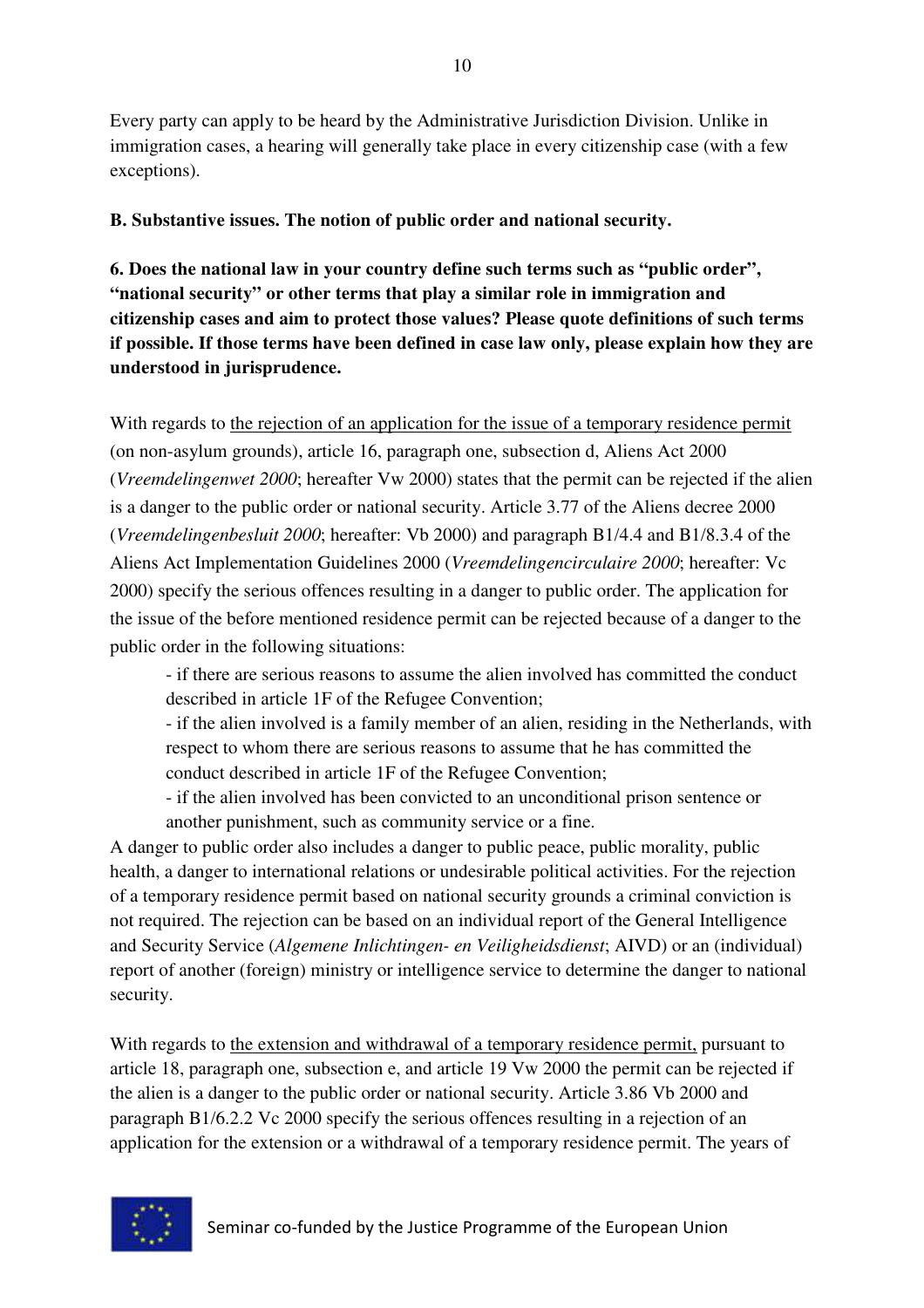Every party can apply to be heard by the Administrative Jurisdiction Division. Unlike in immigration cases, a hearing will generally take place in every citizenship case (with a few exceptions).

**B. Substantive issues. The notion of public order and national security.**

**6. Does the national law in your country define such terms such as "public order", "national security" or other terms that play a similar role in immigration and citizenship cases and aim to protect those values? Please quote definitions of such terms if possible. If those terms have been defined in case law only, please explain how they are understood in jurisprudence.**

With regards to <u>the rejection of an application for the issue of a temporary residence permit</u> (on non-asylum grounds), article 16, paragraph one, subsection d, Aliens Act 2000 (*Vreemdelingenwet 2000*; hereafter Vw 2000) states that the permit can be rejected if the alien is a danger to the public order or national security. Article 3.77 of the Aliens decree 2000 (*Vreemdelingenbesluit 2000*; hereafter: Vb 2000) and paragraph B1/4.4 and B1/8.3.4 of the Aliens Act Implementation Guidelines 2000 (*Vreemdelingencirculaire 2000*; hereafter: Vc 2000) specify the serious offences resulting in a danger to public order. The application for the issue of the before mentioned residence permit can be rejected because of a danger to the public order in the following situations:

- if there are serious reasons to assume the alien involved has committed the conduct described in article 1F of the Refugee Convention;
- if the alien involved is a family member of an alien, residing in the Netherlands, with respect to whom there are serious reasons to assume that he has committed the conduct described in article 1F of the Refugee Convention;
- if the alien involved has been convicted to an unconditional prison sentence or another punishment, such as community service or a fine.

A danger to public order also includes a danger to public peace, public morality, public health, a danger to international relations or undesirable political activities. For the rejection of a temporary residence permit based on national security grounds a criminal conviction is not required. The rejection can be based on an individual report of the General Intelligence and Security Service (*Algemene Inlichtingen- en Veiligheidsdienst*; AIVD) or an (individual) report of another (foreign) ministry or intelligence service to determine the danger to national security.

With regards to <u>the extension and withdrawal of a temporary residence permit,</u> pursuant to article 18, paragraph one, subsection e, and article 19 Vw 2000 the permit can be rejected if the alien is a danger to the public order or national security. Article 3.86 Vb 2000 and paragraph B1/6.2.2 Vc 2000 specify the serious offences resulting in a rejection of an application for the extension or a withdrawal of a temporary residence permit. The years of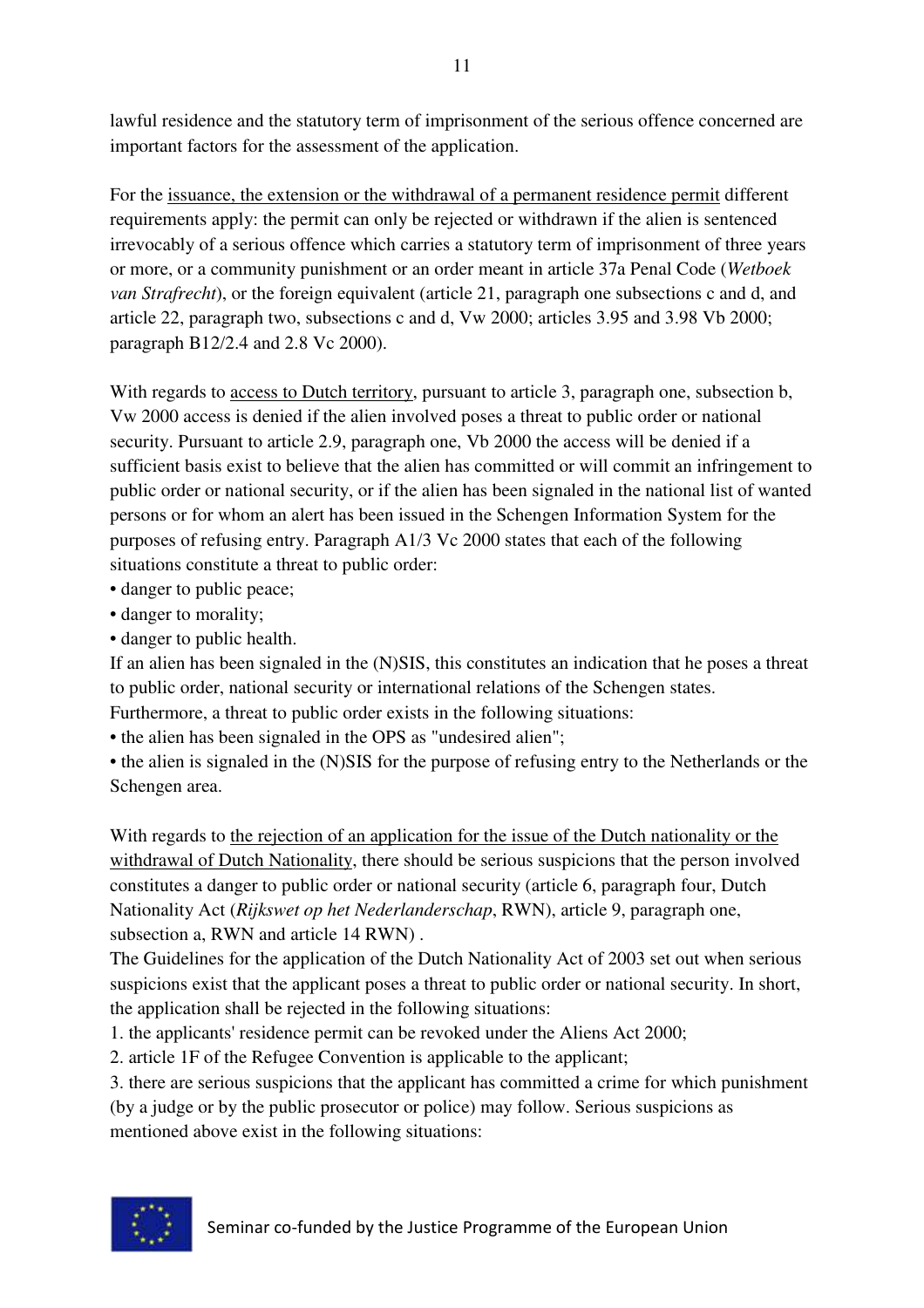lawful residence and the statutory term of imprisonment of the serious offence concerned are important factors for the assessment of the application.

For the issuance, the extension or the withdrawal of a permanent residence permit different requirements apply: the permit can only be rejected or withdrawn if the alien is sentenced irrevocably of a serious offence which carries a statutory term of imprisonment of three years or more, or a community punishment or an order meant in article 37a Penal Code (*Wetboek van Strafrecht*), or the foreign equivalent (article 21, paragraph one subsections c and d, and article 22, paragraph two, subsections c and d, Vw 2000; articles 3.95 and 3.98 Vb 2000; paragraph B12/2.4 and 2.8 Vc 2000).

With regards to access to Dutch territory, pursuant to article 3, paragraph one, subsection b, Vw 2000 access is denied if the alien involved poses a threat to public order or national security. Pursuant to article 2.9, paragraph one, Vb 2000 the access will be denied if a sufficient basis exist to believe that the alien has committed or will commit an infringement to public order or national security, or if the alien has been signaled in the national list of wanted persons or for whom an alert has been issued in the Schengen Information System for the purposes of refusing entry. Paragraph A1/3 Vc 2000 states that each of the following situations constitute a threat to public order:

- danger to public peace;
- danger to morality;
- danger to public health.

If an alien has been signaled in the (N)SIS, this constitutes an indication that he poses a threat to public order, national security or international relations of the Schengen states.
Furthermore, a threat to public order exists in the following situations:

- the alien has been signaled in the OPS as "undesired alien";
- the alien is signaled in the (N)SIS for the purpose of refusing entry to the Netherlands or the Schengen area.

With regards to the rejection of an application for the issue of the Dutch nationality or the withdrawal of Dutch Nationality, there should be serious suspicions that the person involved constitutes a danger to public order or national security (article 6, paragraph four, Dutch Nationality Act (*Rijkswet op het Nederlanderschap*, RWN), article 9, paragraph one, subsection a, RWN and article 14 RWN) .
The Guidelines for the application of the Dutch Nationality Act of 2003 set out when serious suspicions exist that the applicant poses a threat to public order or national security. In short, the application shall be rejected in the following situations:

1. the applicants' residence permit can be revoked under the Aliens Act 2000;
2. article 1F of the Refugee Convention is applicable to the applicant;
3. there are serious suspicions that the applicant has committed a crime for which punishment (by a judge or by the public prosecutor or police) may follow. Serious suspicions as mentioned above exist in the following situations: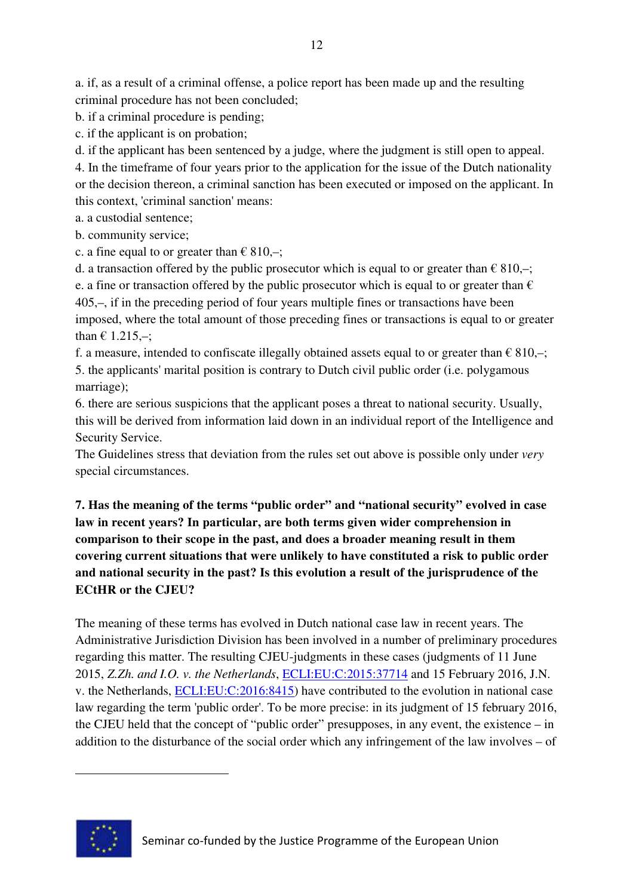a. if, as a result of a criminal offense, a police report has been made up and the resulting criminal procedure has not been concluded;

b. if a criminal procedure is pending;

c. if the applicant is on probation;

d. if the applicant has been sentenced by a judge, where the judgment is still open to appeal.

4. In the timeframe of four years prior to the application for the issue of the Dutch nationality or the decision thereon, a criminal sanction has been executed or imposed on the applicant. In this context, 'criminal sanction' means:

a. a custodial sentence;

b. community service;

c. a fine equal to or greater than € 810,–;

d. a transaction offered by the public prosecutor which is equal to or greater than € 810,–;

e. a fine or transaction offered by the public prosecutor which is equal to or greater than € 405,–, if in the preceding period of four years multiple fines or transactions have been imposed, where the total amount of those preceding fines or transactions is equal to or greater than € 1.215,–;

f. a measure, intended to confiscate illegally obtained assets equal to or greater than € 810,–;

5. the applicants' marital position is contrary to Dutch civil public order (i.e. polygamous marriage);

6. there are serious suspicions that the applicant poses a threat to national security. Usually, this will be derived from information laid down in an individual report of the Intelligence and Security Service.

The Guidelines stress that deviation from the rules set out above is possible only under *very* special circumstances.

**7. Has the meaning of the terms "public order" and "national security" evolved in case law in recent years? In particular, are both terms given wider comprehension in comparison to their scope in the past, and does a broader meaning result in them covering current situations that were unlikely to have constituted a risk to public order and national security in the past? Is this evolution a result of the jurisprudence of the ECtHR or the CJEU?**

The meaning of these terms has evolved in Dutch national case law in recent years. The Administrative Jurisdiction Division has been involved in a number of preliminary procedures regarding this matter. The resulting CJEU-judgments in these cases (judgments of 11 June 2015, *Z.Zh. and I.O. v. the Netherlands*, ECLI:EU:C:2015:37714 and 15 February 2016, J.N. v. the Netherlands, ECLI:EU:C:2016:8415) have contributed to the evolution in national case law regarding the term 'public order'. To be more precise: in its judgment of 15 february 2016, the CJEU held that the concept of "public order" presupposes, in any event, the existence – in addition to the disturbance of the social order which any infringement of the law involves – of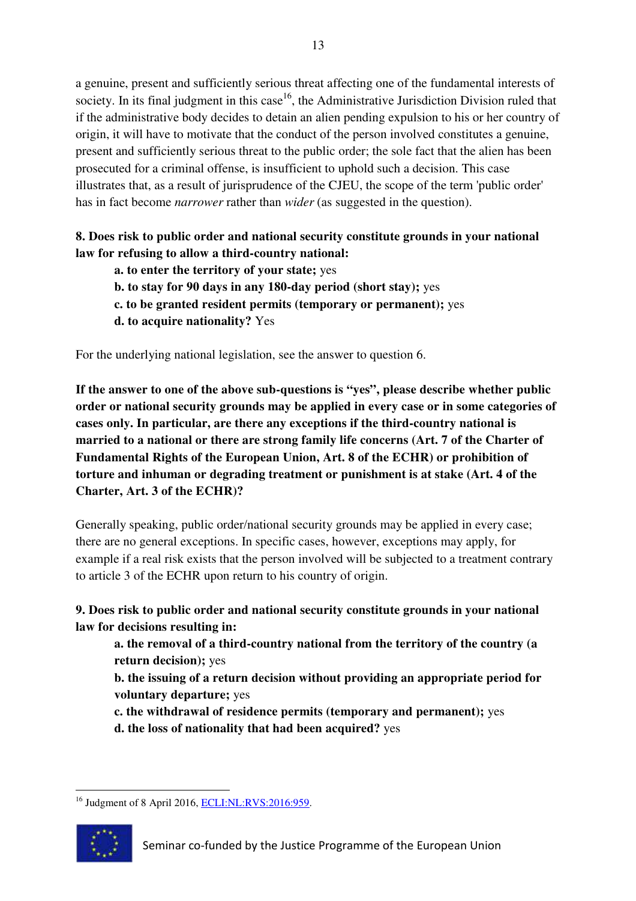a genuine, present and sufficiently serious threat affecting one of the fundamental interests of society. In its final judgment in this case[16], the Administrative Jurisdiction Division ruled that if the administrative body decides to detain an alien pending expulsion to his or her country of origin, it will have to motivate that the conduct of the person involved constitutes a genuine, present and sufficiently serious threat to the public order; the sole fact that the alien has been prosecuted for a criminal offense, is insufficient to uphold such a decision. This case illustrates that, as a result of jurisprudence of the CJEU, the scope of the term 'public order' has in fact become *narrower* rather than *wider* (as suggested in the question).

**8. Does risk to public order and national security constitute grounds in your national law for refusing to allow a third-country national:**

**a. to enter the territory of your state;** yes
**b. to stay for 90 days in any 180-day period (short stay);** yes
**c. to be granted resident permits (temporary or permanent);** yes
**d. to acquire nationality?** Yes

For the underlying national legislation, see the answer to question 6.

**If the answer to one of the above sub-questions is "yes", please describe whether public order or national security grounds may be applied in every case or in some categories of cases only. In particular, are there any exceptions if the third-country national is married to a national or there are strong family life concerns (Art. 7 of the Charter of Fundamental Rights of the European Union, Art. 8 of the ECHR) or prohibition of torture and inhuman or degrading treatment or punishment is at stake (Art. 4 of the Charter, Art. 3 of the ECHR)?**

Generally speaking, public order/national security grounds may be applied in every case; there are no general exceptions. In specific cases, however, exceptions may apply, for example if a real risk exists that the person involved will be subjected to a treatment contrary to article 3 of the ECHR upon return to his country of origin.

**9. Does risk to public order and national security constitute grounds in your national law for decisions resulting in:**

**a. the removal of a third-country national from the territory of the country (a return decision);** yes
**b. the issuing of a return decision without providing an appropriate period for voluntary departure;** yes
**c. the withdrawal of residence permits (temporary and permanent);** yes
**d. the loss of nationality that had been acquired?** yes

---

[16] Judgment of 8 April 2016, ECLI:NL:RVS:2016:959.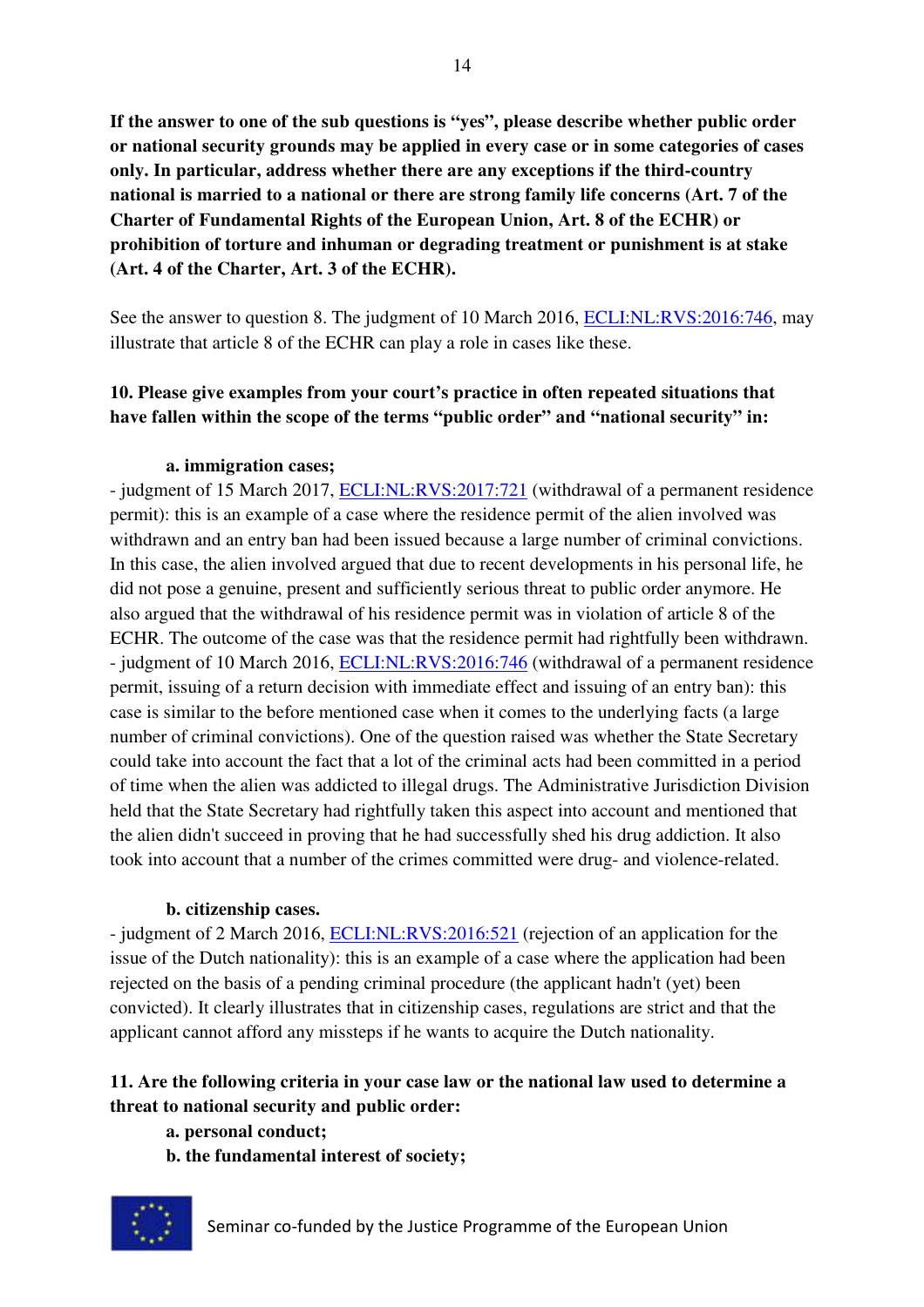**If the answer to one of the sub questions is "yes", please describe whether public order or national security grounds may be applied in every case or in some categories of cases only. In particular, address whether there are any exceptions if the third-country national is married to a national or there are strong family life concerns (Art. 7 of the Charter of Fundamental Rights of the European Union, Art. 8 of the ECHR) or prohibition of torture and inhuman or degrading treatment or punishment is at stake (Art. 4 of the Charter, Art. 3 of the ECHR).**

See the answer to question 8. The judgment of 10 March 2016, ECLI:NL:RVS:2016:746, may illustrate that article 8 of the ECHR can play a role in cases like these.

**10. Please give examples from your court's practice in often repeated situations that have fallen within the scope of the terms "public order" and "national security" in:**

**a. immigration cases;**

- judgment of 15 March 2017, ECLI:NL:RVS:2017:721 (withdrawal of a permanent residence permit): this is an example of a case where the residence permit of the alien involved was withdrawn and an entry ban had been issued because a large number of criminal convictions. In this case, the alien involved argued that due to recent developments in his personal life, he did not pose a genuine, present and sufficiently serious threat to public order anymore. He also argued that the withdrawal of his residence permit was in violation of article 8 of the ECHR. The outcome of the case was that the residence permit had rightfully been withdrawn.
- judgment of 10 March 2016, ECLI:NL:RVS:2016:746 (withdrawal of a permanent residence permit, issuing of a return decision with immediate effect and issuing of an entry ban): this case is similar to the before mentioned case when it comes to the underlying facts (a large number of criminal convictions). One of the question raised was whether the State Secretary could take into account the fact that a lot of the criminal acts had been committed in a period of time when the alien was addicted to illegal drugs. The Administrative Jurisdiction Division held that the State Secretary had rightfully taken this aspect into account and mentioned that the alien didn't succeed in proving that he had successfully shed his drug addiction. It also took into account that a number of the crimes committed were drug- and violence-related.

**b. citizenship cases.**

- judgment of 2 March 2016, ECLI:NL:RVS:2016:521 (rejection of an application for the issue of the Dutch nationality): this is an example of a case where the application had been rejected on the basis of a pending criminal procedure (the applicant hadn't (yet) been convicted). It clearly illustrates that in citizenship cases, regulations are strict and that the applicant cannot afford any missteps if he wants to acquire the Dutch nationality.

**11. Are the following criteria in your case law or the national law used to determine a threat to national security and public order:**

**a. personal conduct;**

**b. the fundamental interest of society;**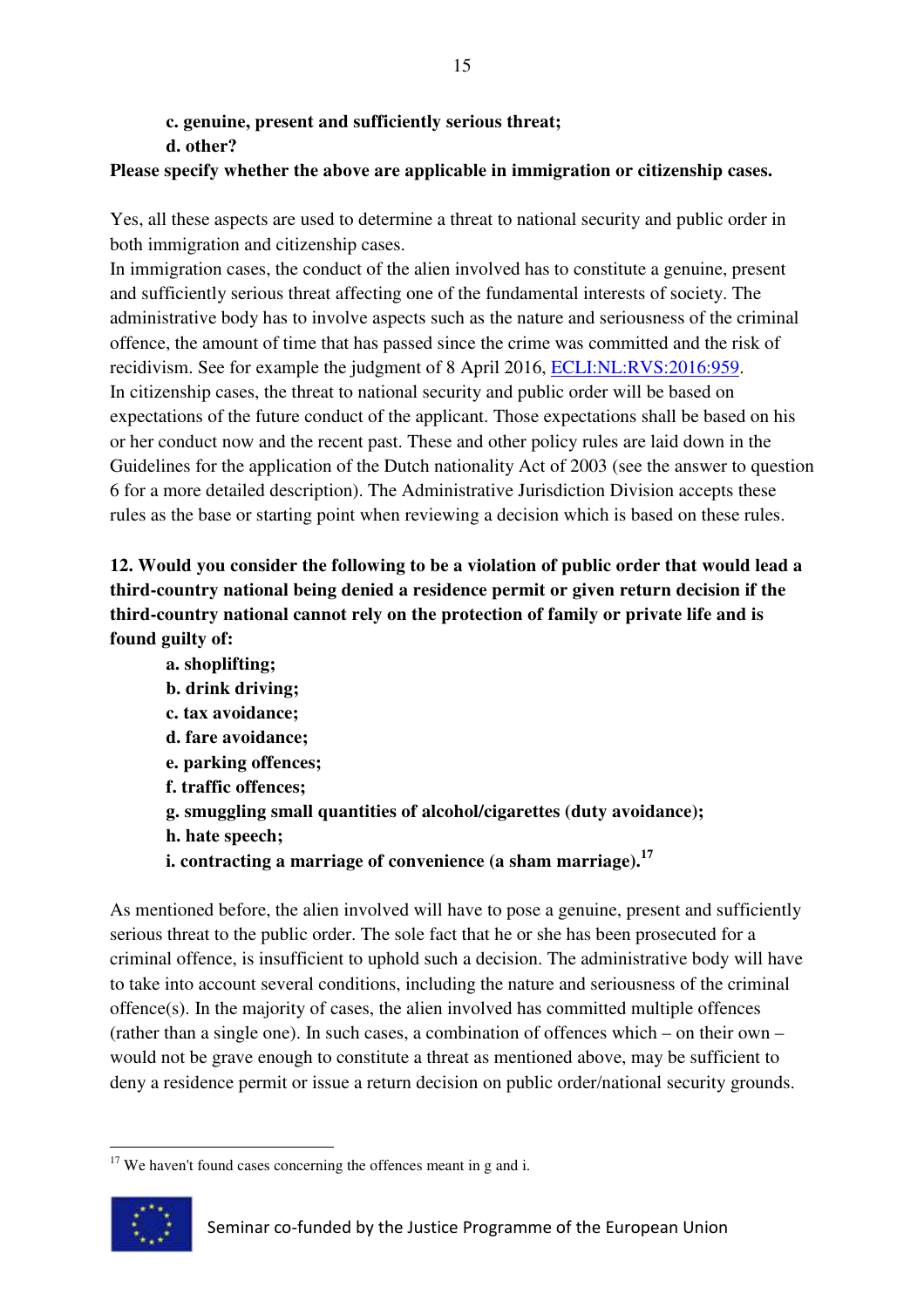**c. genuine, present and sufficiently serious threat;**

**d. other?**

**Please specify whether the above are applicable in immigration or citizenship cases.**

Yes, all these aspects are used to determine a threat to national security and public order in both immigration and citizenship cases.

In immigration cases, the conduct of the alien involved has to constitute a genuine, present and sufficiently serious threat affecting one of the fundamental interests of society. The administrative body has to involve aspects such as the nature and seriousness of the criminal offence, the amount of time that has passed since the crime was committed and the risk of recidivism. See for example the judgment of 8 April 2016, ECLI:NL:RVS:2016:959.

In citizenship cases, the threat to national security and public order will be based on expectations of the future conduct of the applicant. Those expectations shall be based on his or her conduct now and the recent past. These and other policy rules are laid down in the Guidelines for the application of the Dutch nationality Act of 2003 (see the answer to question 6 for a more detailed description). The Administrative Jurisdiction Division accepts these rules as the base or starting point when reviewing a decision which is based on these rules.

**12. Would you consider the following to be a violation of public order that would lead a third-country national being denied a residence permit or given return decision if the third-country national cannot rely on the protection of family or private life and is found guilty of:**

**a. shoplifting;**

**b. drink driving;**

**c. tax avoidance;**

**d. fare avoidance;**

**e. parking offences;**

**f. traffic offences;**

**g. smuggling small quantities of alcohol/cigarettes (duty avoidance);**

**h. hate speech;**

**i. contracting a marriage of convenience (a sham marriage).[17]**

As mentioned before, the alien involved will have to pose a genuine, present and sufficiently serious threat to the public order. The sole fact that he or she has been prosecuted for a criminal offence, is insufficient to uphold such a decision. The administrative body will have to take into account several conditions, including the nature and seriousness of the criminal offence(s). In the majority of cases, the alien involved has committed multiple offences (rather than a single one). In such cases, a combination of offences which – on their own – would not be grave enough to constitute a threat as mentioned above, may be sufficient to deny a residence permit or issue a return decision on public order/national security grounds.

[17] We haven't found cases concerning the offences meant in g and i.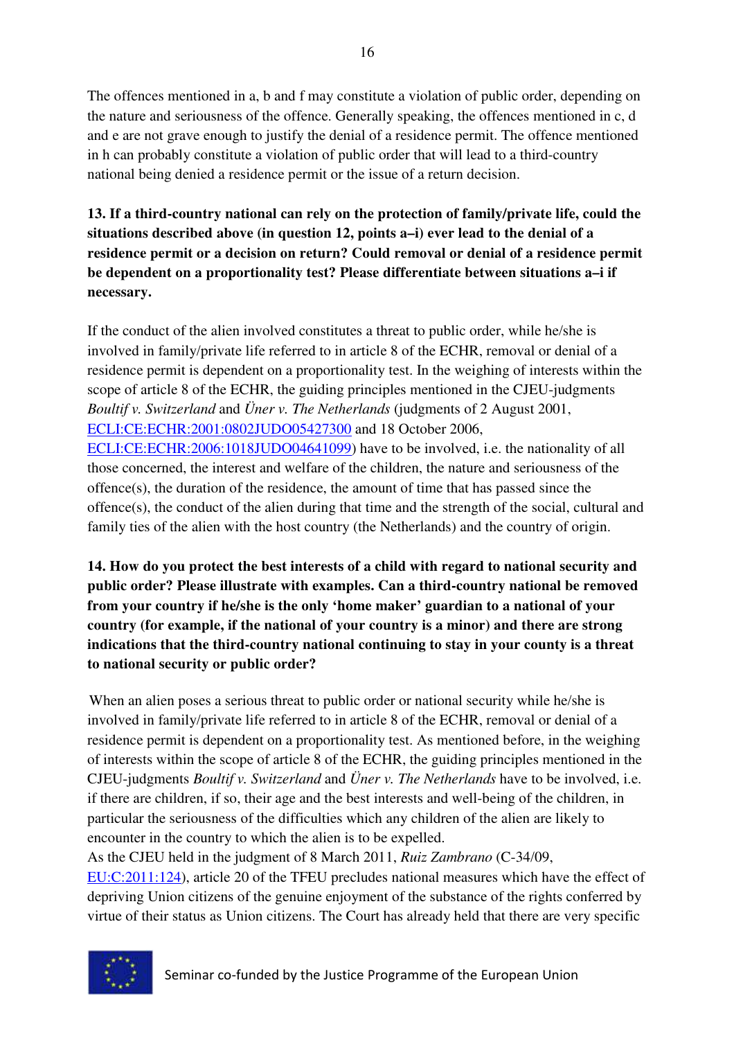The offences mentioned in a, b and f may constitute a violation of public order, depending on the nature and seriousness of the offence. Generally speaking, the offences mentioned in c, d and e are not grave enough to justify the denial of a residence permit. The offence mentioned in h can probably constitute a violation of public order that will lead to a third-country national being denied a residence permit or the issue of a return decision.

**13. If a third-country national can rely on the protection of family/private life, could the situations described above (in question 12, points a–i) ever lead to the denial of a residence permit or a decision on return? Could removal or denial of a residence permit be dependent on a proportionality test? Please differentiate between situations a–i if necessary.**

If the conduct of the alien involved constitutes a threat to public order, while he/she is involved in family/private life referred to in article 8 of the ECHR, removal or denial of a residence permit is dependent on a proportionality test. In the weighing of interests within the scope of article 8 of the ECHR, the guiding principles mentioned in the CJEU-judgments *Boultif v. Switzerland* and *Üner v. The Netherlands* (judgments of 2 August 2001, ECLI:CE:ECHR:2001:0802JUDO05427300 and 18 October 2006, ECLI:CE:ECHR:2006:1018JUDO04641099) have to be involved, i.e. the nationality of all those concerned, the interest and welfare of the children, the nature and seriousness of the offence(s), the duration of the residence, the amount of time that has passed since the offence(s), the conduct of the alien during that time and the strength of the social, cultural and family ties of the alien with the host country (the Netherlands) and the country of origin.

**14. How do you protect the best interests of a child with regard to national security and public order? Please illustrate with examples. Can a third-country national be removed from your country if he/she is the only 'home maker' guardian to a national of your country (for example, if the national of your country is a minor) and there are strong indications that the third-country national continuing to stay in your county is a threat to national security or public order?**

When an alien poses a serious threat to public order or national security while he/she is involved in family/private life referred to in article 8 of the ECHR, removal or denial of a residence permit is dependent on a proportionality test. As mentioned before, in the weighing of interests within the scope of article 8 of the ECHR, the guiding principles mentioned in the CJEU-judgments *Boultif v. Switzerland* and *Üner v. The Netherlands* have to be involved, i.e. if there are children, if so, their age and the best interests and well-being of the children, in particular the seriousness of the difficulties which any children of the alien are likely to encounter in the country to which the alien is to be expelled.
As the CJEU held in the judgment of 8 March 2011, *Ruiz Zambrano* (C-34/09, EU:C:2011:124), article 20 of the TFEU precludes national measures which have the effect of depriving Union citizens of the genuine enjoyment of the substance of the rights conferred by virtue of their status as Union citizens. The Court has already held that there are very specific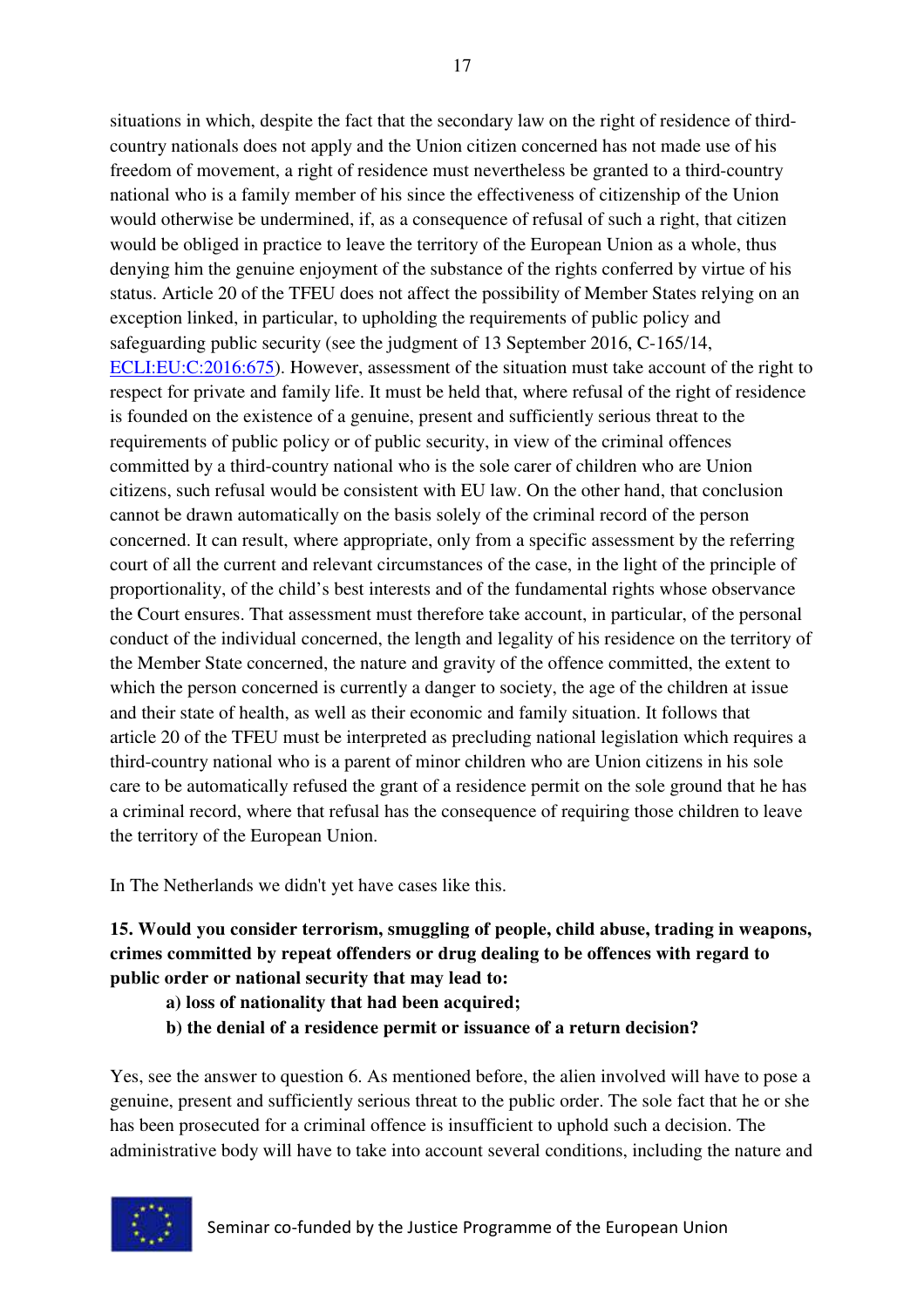situations in which, despite the fact that the secondary law on the right of residence of third-country nationals does not apply and the Union citizen concerned has not made use of his freedom of movement, a right of residence must nevertheless be granted to a third-country national who is a family member of his since the effectiveness of citizenship of the Union would otherwise be undermined, if, as a consequence of refusal of such a right, that citizen would be obliged in practice to leave the territory of the European Union as a whole, thus denying him the genuine enjoyment of the substance of the rights conferred by virtue of his status. Article 20 of the TFEU does not affect the possibility of Member States relying on an exception linked, in particular, to upholding the requirements of public policy and safeguarding public security (see the judgment of 13 September 2016, C-165/14, ECLI:EU:C:2016:675). However, assessment of the situation must take account of the right to respect for private and family life. It must be held that, where refusal of the right of residence is founded on the existence of a genuine, present and sufficiently serious threat to the requirements of public policy or of public security, in view of the criminal offences committed by a third-country national who is the sole carer of children who are Union citizens, such refusal would be consistent with EU law. On the other hand, that conclusion cannot be drawn automatically on the basis solely of the criminal record of the person concerned. It can result, where appropriate, only from a specific assessment by the referring court of all the current and relevant circumstances of the case, in the light of the principle of proportionality, of the child's best interests and of the fundamental rights whose observance the Court ensures. That assessment must therefore take account, in particular, of the personal conduct of the individual concerned, the length and legality of his residence on the territory of the Member State concerned, the nature and gravity of the offence committed, the extent to which the person concerned is currently a danger to society, the age of the children at issue and their state of health, as well as their economic and family situation. It follows that article 20 of the TFEU must be interpreted as precluding national legislation which requires a third-country national who is a parent of minor children who are Union citizens in his sole care to be automatically refused the grant of a residence permit on the sole ground that he has a criminal record, where that refusal has the consequence of requiring those children to leave the territory of the European Union.

In The Netherlands we didn't yet have cases like this.

**15. Would you consider terrorism, smuggling of people, child abuse, trading in weapons, crimes committed by repeat offenders or drug dealing to be offences with regard to public order or national security that may lead to:**

**a) loss of nationality that had been acquired;**

**b) the denial of a residence permit or issuance of a return decision?**

Yes, see the answer to question 6. As mentioned before, the alien involved will have to pose a genuine, present and sufficiently serious threat to the public order. The sole fact that he or she has been prosecuted for a criminal offence is insufficient to uphold such a decision. The administrative body will have to take into account several conditions, including the nature and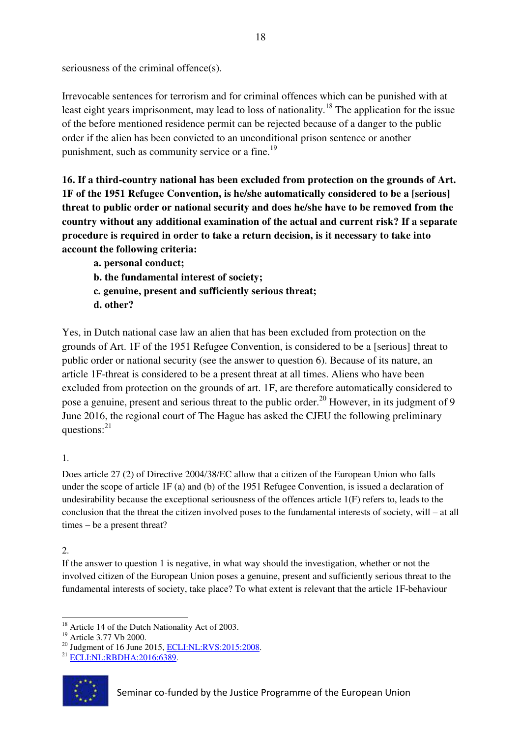seriousness of the criminal offence(s).

Irrevocable sentences for terrorism and for criminal offences which can be punished with at least eight years imprisonment, may lead to loss of nationality.[18] The application for the issue of the before mentioned residence permit can be rejected because of a danger to the public order if the alien has been convicted to an unconditional prison sentence or another punishment, such as community service or a fine.[19]

**16. If a third-country national has been excluded from protection on the grounds of Art. 1F of the 1951 Refugee Convention, is he/she automatically considered to be a [serious] threat to public order or national security and does he/she have to be removed from the country without any additional examination of the actual and current risk? If a separate procedure is required in order to take a return decision, is it necessary to take into account the following criteria:**

- **a. personal conduct;**
- **b. the fundamental interest of society;**
- **c. genuine, present and sufficiently serious threat;**
- **d. other?**

Yes, in Dutch national case law an alien that has been excluded from protection on the grounds of Art. 1F of the 1951 Refugee Convention, is considered to be a [serious] threat to public order or national security (see the answer to question 6). Because of its nature, an article 1F-threat is considered to be a present threat at all times. Aliens who have been excluded from protection on the grounds of art. 1F, are therefore automatically considered to pose a genuine, present and serious threat to the public order.[20] However, in its judgment of 9 June 2016, the regional court of The Hague has asked the CJEU the following preliminary questions:[21]

1.

Does article 27 (2) of Directive 2004/38/EC allow that a citizen of the European Union who falls under the scope of article 1F (a) and (b) of the 1951 Refugee Convention, is issued a declaration of undesirability because the exceptional seriousness of the offences article 1(F) refers to, leads to the conclusion that the threat the citizen involved poses to the fundamental interests of society, will – at all times – be a present threat?

2.

If the answer to question 1 is negative, in what way should the investigation, whether or not the involved citizen of the European Union poses a genuine, present and sufficiently serious threat to the fundamental interests of society, take place? To what extent is relevant that the article 1F-behaviour

[18] Article 14 of the Dutch Nationality Act of 2003.

[19] Article 3.77 Vb 2000.

[20] Judgment of 16 June 2015, ECLI:NL:RVS:2015:2008.

[21] ECLI:NL:RBDHA:2016:6389.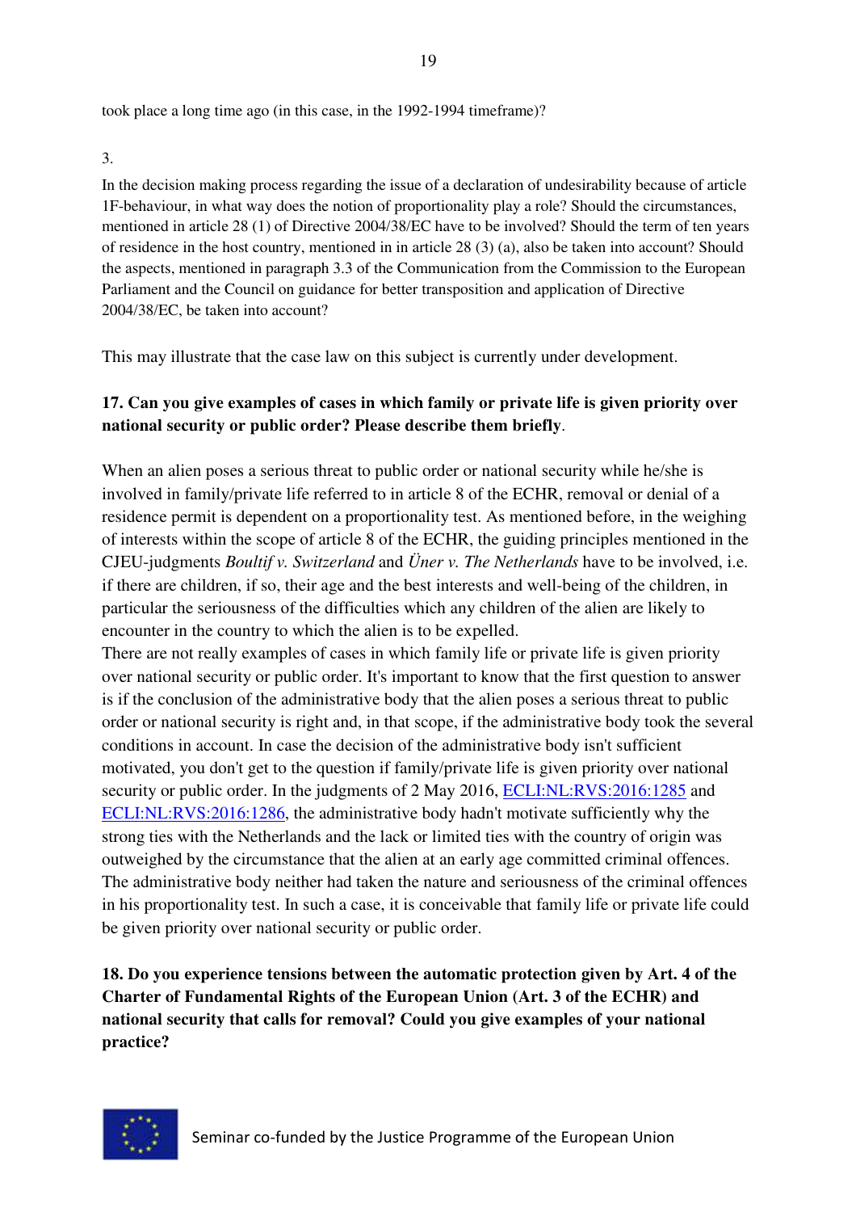took place a long time ago (in this case, in the 1992-1994 timeframe)?

3.

In the decision making process regarding the issue of a declaration of undesirability because of article 1F-behaviour, in what way does the notion of proportionality play a role? Should the circumstances, mentioned in article 28 (1) of Directive 2004/38/EC have to be involved? Should the term of ten years of residence in the host country, mentioned in in article 28 (3) (a), also be taken into account? Should the aspects, mentioned in paragraph 3.3 of the Communication from the Commission to the European Parliament and the Council on guidance for better transposition and application of Directive 2004/38/EC, be taken into account?

This may illustrate that the case law on this subject is currently under development.

**17. Can you give examples of cases in which family or private life is given priority over national security or public order? Please describe them briefly**.

When an alien poses a serious threat to public order or national security while he/she is involved in family/private life referred to in article 8 of the ECHR, removal or denial of a residence permit is dependent on a proportionality test. As mentioned before, in the weighing of interests within the scope of article 8 of the ECHR, the guiding principles mentioned in the CJEU-judgments *Boultif v. Switzerland* and *Üner v. The Netherlands* have to be involved, i.e. if there are children, if so, their age and the best interests and well-being of the children, in particular the seriousness of the difficulties which any children of the alien are likely to encounter in the country to which the alien is to be expelled.
There are not really examples of cases in which family life or private life is given priority over national security or public order. It's important to know that the first question to answer is if the conclusion of the administrative body that the alien poses a serious threat to public order or national security is right and, in that scope, if the administrative body took the several conditions in account. In case the decision of the administrative body isn't sufficient motivated, you don't get to the question if family/private life is given priority over national security or public order. In the judgments of 2 May 2016, ECLI:NL:RVS:2016:1285 and ECLI:NL:RVS:2016:1286, the administrative body hadn't motivate sufficiently why the strong ties with the Netherlands and the lack or limited ties with the country of origin was outweighed by the circumstance that the alien at an early age committed criminal offences. The administrative body neither had taken the nature and seriousness of the criminal offences in his proportionality test. In such a case, it is conceivable that family life or private life could be given priority over national security or public order.

**18. Do you experience tensions between the automatic protection given by Art. 4 of the Charter of Fundamental Rights of the European Union (Art. 3 of the ECHR) and national security that calls for removal? Could you give examples of your national practice?**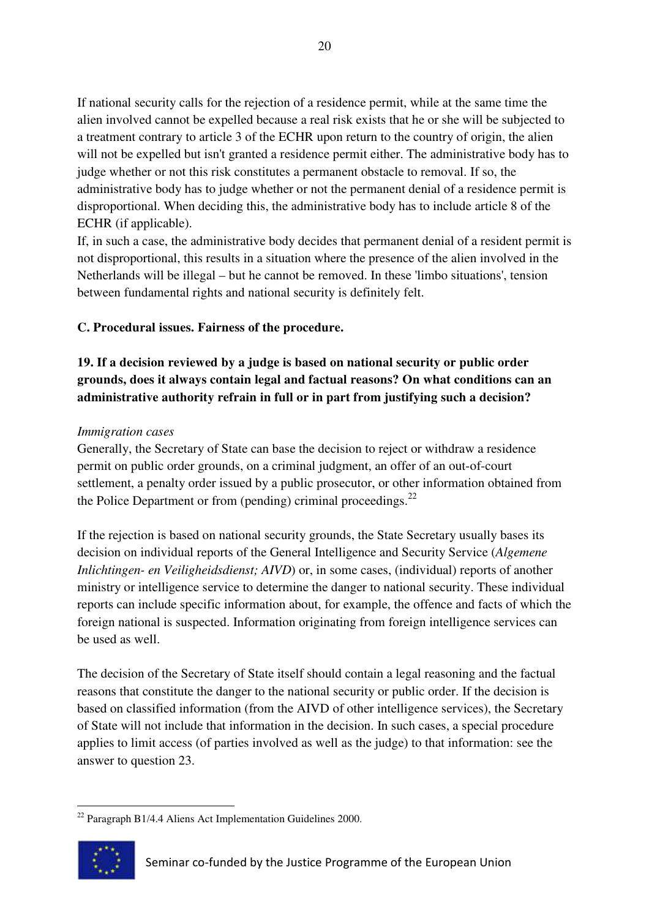If national security calls for the rejection of a residence permit, while at the same time the alien involved cannot be expelled because a real risk exists that he or she will be subjected to a treatment contrary to article 3 of the ECHR upon return to the country of origin, the alien will not be expelled but isn't granted a residence permit either. The administrative body has to judge whether or not this risk constitutes a permanent obstacle to removal. If so, the administrative body has to judge whether or not the permanent denial of a residence permit is disproportional. When deciding this, the administrative body has to include article 8 of the ECHR (if applicable).
If, in such a case, the administrative body decides that permanent denial of a resident permit is not disproportional, this results in a situation where the presence of the alien involved in the Netherlands will be illegal – but he cannot be removed. In these 'limbo situations', tension between fundamental rights and national security is definitely felt.

**C. Procedural issues. Fairness of the procedure.**

**19. If a decision reviewed by a judge is based on national security or public order grounds, does it always contain legal and factual reasons? On what conditions can an administrative authority refrain in full or in part from justifying such a decision?**

*Immigration cases*
Generally, the Secretary of State can base the decision to reject or withdraw a residence permit on public order grounds, on a criminal judgment, an offer of an out-of-court settlement, a penalty order issued by a public prosecutor, or other information obtained from the Police Department or from (pending) criminal proceedings.[22]

If the rejection is based on national security grounds, the State Secretary usually bases its decision on individual reports of the General Intelligence and Security Service (*Algemene Inlichtingen- en Veiligheidsdienst; AIVD*) or, in some cases, (individual) reports of another ministry or intelligence service to determine the danger to national security. These individual reports can include specific information about, for example, the offence and facts of which the foreign national is suspected. Information originating from foreign intelligence services can be used as well.

The decision of the Secretary of State itself should contain a legal reasoning and the factual reasons that constitute the danger to the national security or public order. If the decision is based on classified information (from the AIVD of other intelligence services), the Secretary of State will not include that information in the decision. In such cases, a special procedure applies to limit access (of parties involved as well as the judge) to that information: see the answer to question 23.

[22] Paragraph B1/4.4 Aliens Act Implementation Guidelines 2000.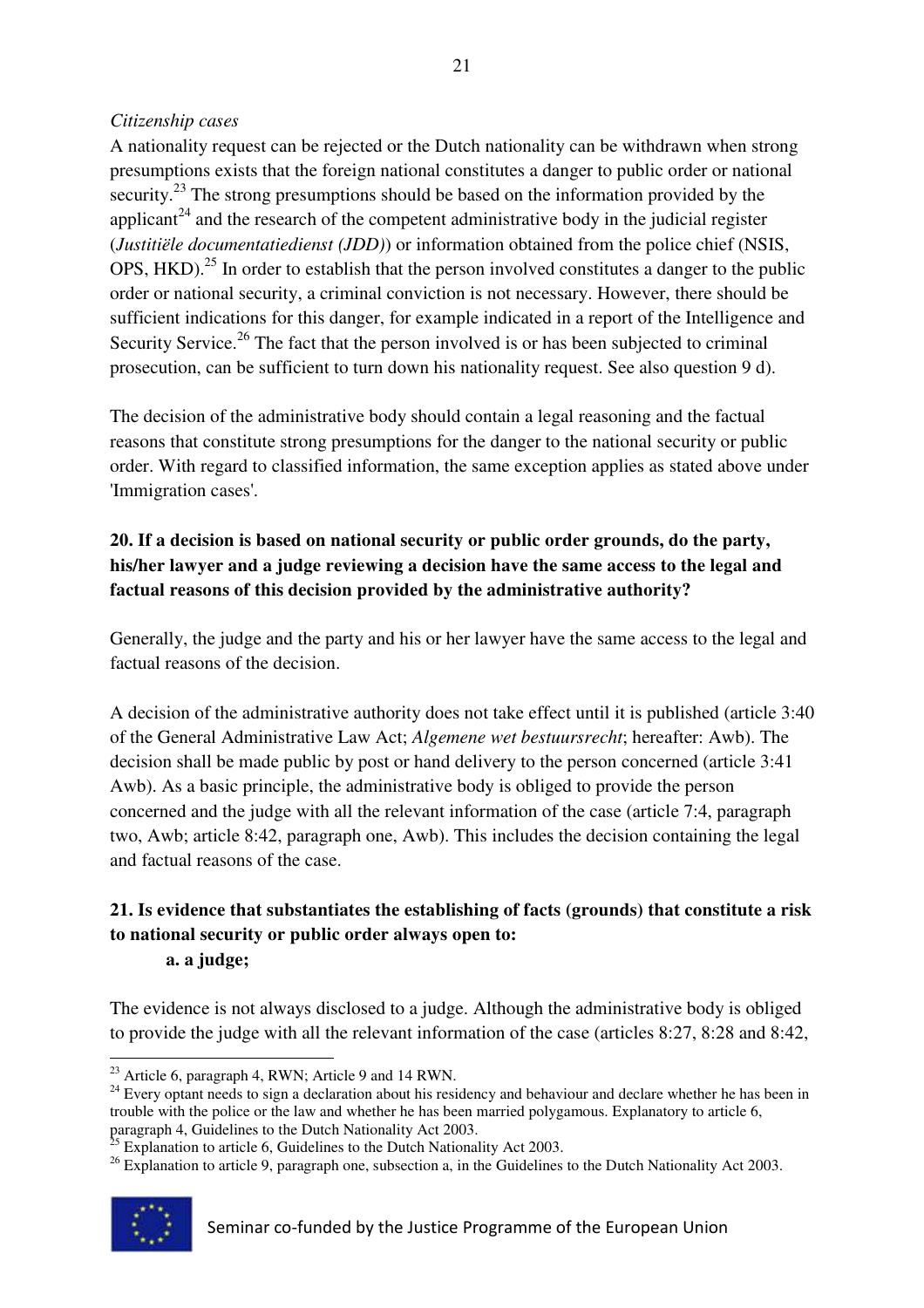*Citizenship cases*

A nationality request can be rejected or the Dutch nationality can be withdrawn when strong presumptions exists that the foreign national constitutes a danger to public order or national security.[23] The strong presumptions should be based on the information provided by the applicant[24] and the research of the competent administrative body in the judicial register (*Justitiële documentatiedienst (JDD)*) or information obtained from the police chief (NSIS, OPS, HKD).[25] In order to establish that the person involved constitutes a danger to the public order or national security, a criminal conviction is not necessary. However, there should be sufficient indications for this danger, for example indicated in a report of the Intelligence and Security Service.[26] The fact that the person involved is or has been subjected to criminal prosecution, can be sufficient to turn down his nationality request. See also question 9 d).

The decision of the administrative body should contain a legal reasoning and the factual reasons that constitute strong presumptions for the danger to the national security or public order. With regard to classified information, the same exception applies as stated above under 'Immigration cases'.

**20. If a decision is based on national security or public order grounds, do the party, his/her lawyer and a judge reviewing a decision have the same access to the legal and factual reasons of this decision provided by the administrative authority?**

Generally, the judge and the party and his or her lawyer have the same access to the legal and factual reasons of the decision.

A decision of the administrative authority does not take effect until it is published (article 3:40 of the General Administrative Law Act; *Algemene wet bestuursrecht*; hereafter: Awb). The decision shall be made public by post or hand delivery to the person concerned (article 3:41 Awb). As a basic principle, the administrative body is obliged to provide the person concerned and the judge with all the relevant information of the case (article 7:4, paragraph two, Awb; article 8:42, paragraph one, Awb). This includes the decision containing the legal and factual reasons of the case.

**21. Is evidence that substantiates the establishing of facts (grounds) that constitute a risk to national security or public order always open to:**

**a. a judge;**

The evidence is not always disclosed to a judge. Although the administrative body is obliged to provide the judge with all the relevant information of the case (articles 8:27, 8:28 and 8:42,

[23] Article 6, paragraph 4, RWN; Article 9 and 14 RWN.

[24] Every optant needs to sign a declaration about his residency and behaviour and declare whether he has been in trouble with the police or the law and whether he has been married polygamous. Explanatory to article 6, paragraph 4, Guidelines to the Dutch Nationality Act 2003.

[25] Explanation to article 6, Guidelines to the Dutch Nationality Act 2003.

[26] Explanation to article 9, paragraph one, subsection a, in the Guidelines to the Dutch Nationality Act 2003.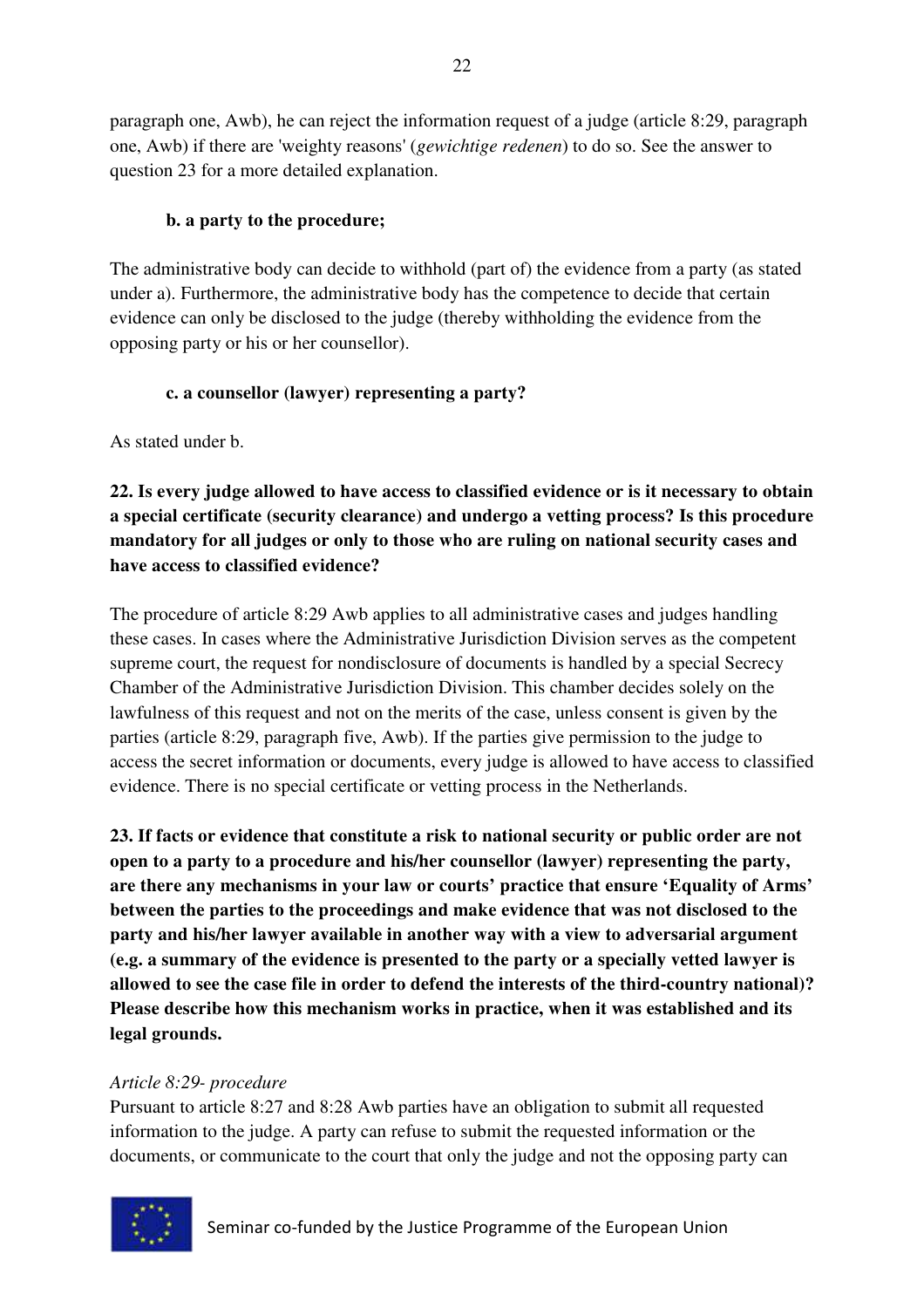paragraph one, Awb), he can reject the information request of a judge (article 8:29, paragraph one, Awb) if there are 'weighty reasons' (*gewichtige redenen*) to do so. See the answer to question 23 for a more detailed explanation.

**b. a party to the procedure;**

The administrative body can decide to withhold (part of) the evidence from a party (as stated under a). Furthermore, the administrative body has the competence to decide that certain evidence can only be disclosed to the judge (thereby withholding the evidence from the opposing party or his or her counsellor).

**c. a counsellor (lawyer) representing a party?**

As stated under b.

**22. Is every judge allowed to have access to classified evidence or is it necessary to obtain a special certificate (security clearance) and undergo a vetting process? Is this procedure mandatory for all judges or only to those who are ruling on national security cases and have access to classified evidence?**

The procedure of article 8:29 Awb applies to all administrative cases and judges handling these cases. In cases where the Administrative Jurisdiction Division serves as the competent supreme court, the request for nondisclosure of documents is handled by a special Secrecy Chamber of the Administrative Jurisdiction Division. This chamber decides solely on the lawfulness of this request and not on the merits of the case, unless consent is given by the parties (article 8:29, paragraph five, Awb). If the parties give permission to the judge to access the secret information or documents, every judge is allowed to have access to classified evidence. There is no special certificate or vetting process in the Netherlands.

**23. If facts or evidence that constitute a risk to national security or public order are not open to a party to a procedure and his/her counsellor (lawyer) representing the party, are there any mechanisms in your law or courts' practice that ensure 'Equality of Arms' between the parties to the proceedings and make evidence that was not disclosed to the party and his/her lawyer available in another way with a view to adversarial argument (e.g. a summary of the evidence is presented to the party or a specially vetted lawyer is allowed to see the case file in order to defend the interests of the third-country national)? Please describe how this mechanism works in practice, when it was established and its legal grounds.**

*Article 8:29- procedure*

Pursuant to article 8:27 and 8:28 Awb parties have an obligation to submit all requested information to the judge. A party can refuse to submit the requested information or the documents, or communicate to the court that only the judge and not the opposing party can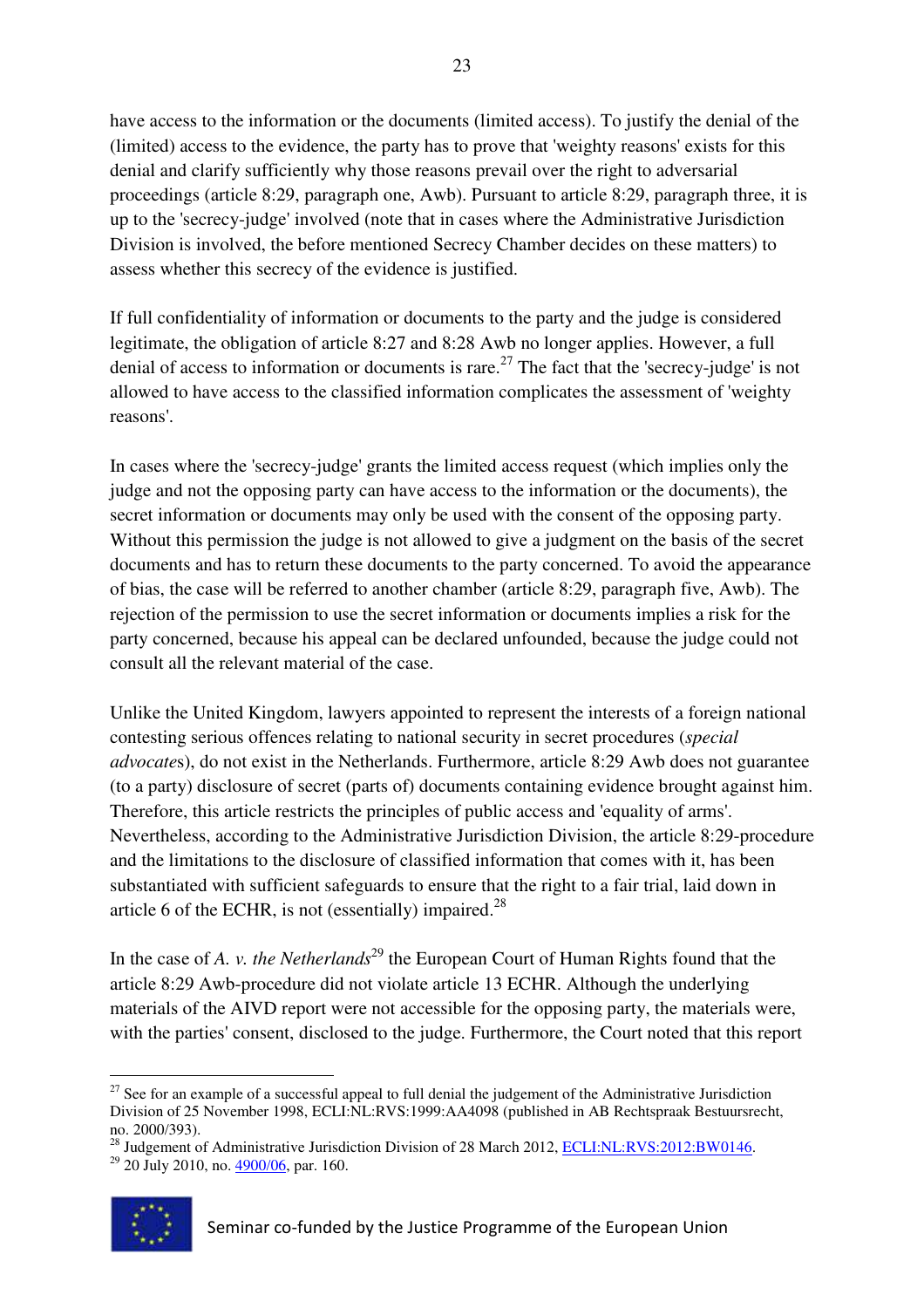have access to the information or the documents (limited access). To justify the denial of the (limited) access to the evidence, the party has to prove that 'weighty reasons' exists for this denial and clarify sufficiently why those reasons prevail over the right to adversarial proceedings (article 8:29, paragraph one, Awb). Pursuant to article 8:29, paragraph three, it is up to the 'secrecy-judge' involved (note that in cases where the Administrative Jurisdiction Division is involved, the before mentioned Secrecy Chamber decides on these matters) to assess whether this secrecy of the evidence is justified.

If full confidentiality of information or documents to the party and the judge is considered legitimate, the obligation of article 8:27 and 8:28 Awb no longer applies. However, a full denial of access to information or documents is rare.[27] The fact that the 'secrecy-judge' is not allowed to have access to the classified information complicates the assessment of 'weighty reasons'.

In cases where the 'secrecy-judge' grants the limited access request (which implies only the judge and not the opposing party can have access to the information or the documents), the secret information or documents may only be used with the consent of the opposing party. Without this permission the judge is not allowed to give a judgment on the basis of the secret documents and has to return these documents to the party concerned. To avoid the appearance of bias, the case will be referred to another chamber (article 8:29, paragraph five, Awb). The rejection of the permission to use the secret information or documents implies a risk for the party concerned, because his appeal can be declared unfounded, because the judge could not consult all the relevant material of the case.

Unlike the United Kingdom, lawyers appointed to represent the interests of a foreign national contesting serious offences relating to national security in secret procedures (*special advocates*), do not exist in the Netherlands. Furthermore, article 8:29 Awb does not guarantee (to a party) disclosure of secret (parts of) documents containing evidence brought against him. Therefore, this article restricts the principles of public access and 'equality of arms'. Nevertheless, according to the Administrative Jurisdiction Division, the article 8:29-procedure and the limitations to the disclosure of classified information that comes with it, has been substantiated with sufficient safeguards to ensure that the right to a fair trial, laid down in article 6 of the ECHR, is not (essentially) impaired.[28]

In the case of *A. v. the Netherlands*[29] the European Court of Human Rights found that the article 8:29 Awb-procedure did not violate article 13 ECHR. Although the underlying materials of the AIVD report were not accessible for the opposing party, the materials were, with the parties' consent, disclosed to the judge. Furthermore, the Court noted that this report

---

[27] See for an example of a successful appeal to full denial the judgement of the Administrative Jurisdiction Division of 25 November 1998, ECLI:NL:RVS:1999:AA4098 (published in AB Rechtspraak Bestuursrecht, no. 2000/393).

[28] Judgement of Administrative Jurisdiction Division of 28 March 2012, ECLI:NL:RVS:2012:BW0146.

[29] 20 July 2010, no. 4900/06, par. 160.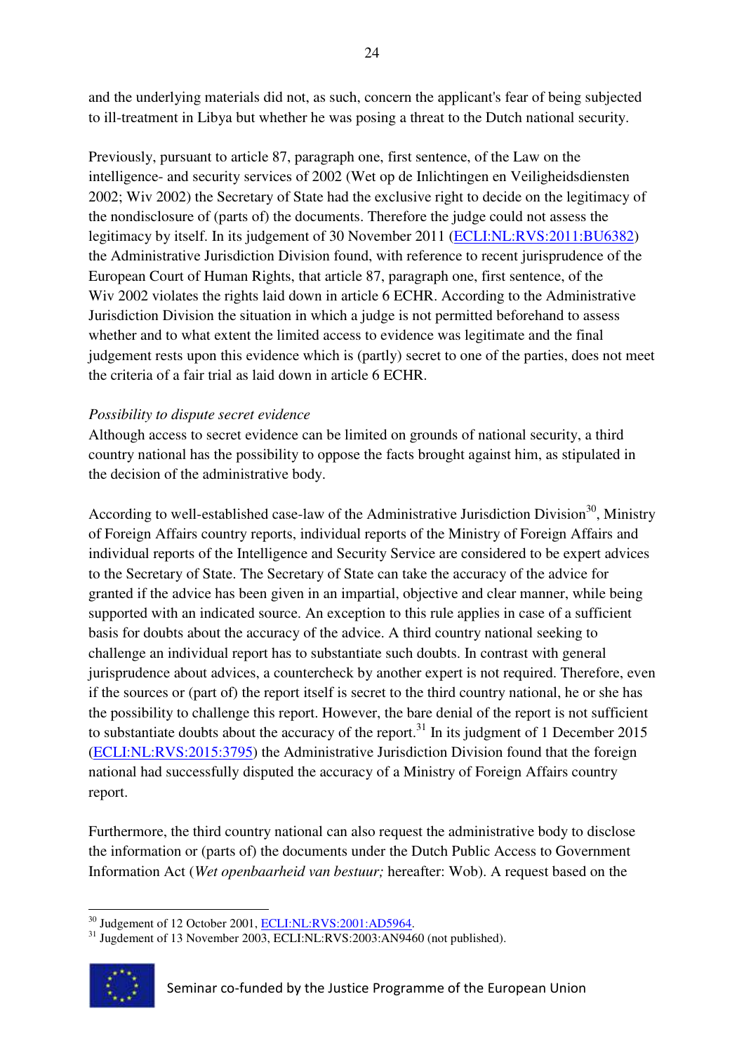and the underlying materials did not, as such, concern the applicant's fear of being subjected to ill-treatment in Libya but whether he was posing a threat to the Dutch national security.

Previously, pursuant to article 87, paragraph one, first sentence, of the Law on the intelligence- and security services of 2002 (Wet op de Inlichtingen en Veiligheidsdiensten 2002; Wiv 2002) the Secretary of State had the exclusive right to decide on the legitimacy of the nondisclosure of (parts of) the documents. Therefore the judge could not assess the legitimacy by itself. In its judgement of 30 November 2011 (ECLI:NL:RVS:2011:BU6382) the Administrative Jurisdiction Division found, with reference to recent jurisprudence of the European Court of Human Rights, that article 87, paragraph one, first sentence, of the Wiv 2002 violates the rights laid down in article 6 ECHR. According to the Administrative Jurisdiction Division the situation in which a judge is not permitted beforehand to assess whether and to what extent the limited access to evidence was legitimate and the final judgement rests upon this evidence which is (partly) secret to one of the parties, does not meet the criteria of a fair trial as laid down in article 6 ECHR.

*Possibility to dispute secret evidence*

Although access to secret evidence can be limited on grounds of national security, a third country national has the possibility to oppose the facts brought against him, as stipulated in the decision of the administrative body.

According to well-established case-law of the Administrative Jurisdiction Division[30], Ministry of Foreign Affairs country reports, individual reports of the Ministry of Foreign Affairs and individual reports of the Intelligence and Security Service are considered to be expert advices to the Secretary of State. The Secretary of State can take the accuracy of the advice for granted if the advice has been given in an impartial, objective and clear manner, while being supported with an indicated source. An exception to this rule applies in case of a sufficient basis for doubts about the accuracy of the advice. A third country national seeking to challenge an individual report has to substantiate such doubts. In contrast with general jurisprudence about advices, a countercheck by another expert is not required. Therefore, even if the sources or (part of) the report itself is secret to the third country national, he or she has the possibility to challenge this report. However, the bare denial of the report is not sufficient to substantiate doubts about the accuracy of the report.[31] In its judgment of 1 December 2015 (ECLI:NL:RVS:2015:3795) the Administrative Jurisdiction Division found that the foreign national had successfully disputed the accuracy of a Ministry of Foreign Affairs country report.

Furthermore, the third country national can also request the administrative body to disclose the information or (parts of) the documents under the Dutch Public Access to Government Information Act (*Wet openbaarheid van bestuur;* hereafter: Wob). A request based on the

[30] Judgement of 12 October 2001, ECLI:NL:RVS:2001:AD5964.

[31] Jugdement of 13 November 2003, ECLI:NL:RVS:2003:AN9460 (not published).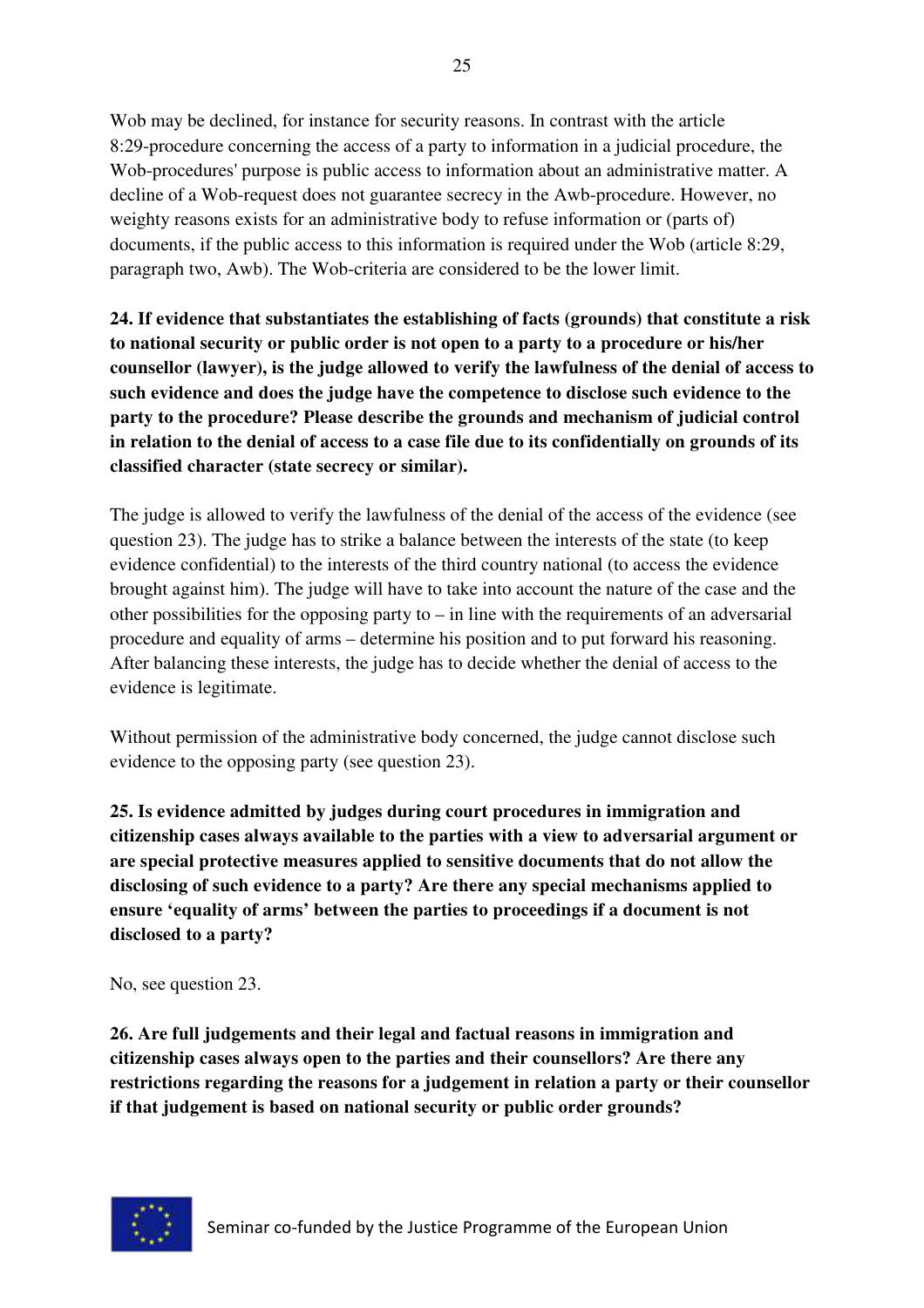Wob may be declined, for instance for security reasons. In contrast with the article 8:29-procedure concerning the access of a party to information in a judicial procedure, the Wob-procedures' purpose is public access to information about an administrative matter. A decline of a Wob-request does not guarantee secrecy in the Awb-procedure. However, no weighty reasons exists for an administrative body to refuse information or (parts of) documents, if the public access to this information is required under the Wob (article 8:29, paragraph two, Awb). The Wob-criteria are considered to be the lower limit.

**24. If evidence that substantiates the establishing of facts (grounds) that constitute a risk to national security or public order is not open to a party to a procedure or his/her counsellor (lawyer), is the judge allowed to verify the lawfulness of the denial of access to such evidence and does the judge have the competence to disclose such evidence to the party to the procedure? Please describe the grounds and mechanism of judicial control in relation to the denial of access to a case file due to its confidentially on grounds of its classified character (state secrecy or similar).**

The judge is allowed to verify the lawfulness of the denial of the access of the evidence (see question 23). The judge has to strike a balance between the interests of the state (to keep evidence confidential) to the interests of the third country national (to access the evidence brought against him). The judge will have to take into account the nature of the case and the other possibilities for the opposing party to – in line with the requirements of an adversarial procedure and equality of arms – determine his position and to put forward his reasoning. After balancing these interests, the judge has to decide whether the denial of access to the evidence is legitimate.

Without permission of the administrative body concerned, the judge cannot disclose such evidence to the opposing party (see question 23).

**25. Is evidence admitted by judges during court procedures in immigration and citizenship cases always available to the parties with a view to adversarial argument or are special protective measures applied to sensitive documents that do not allow the disclosing of such evidence to a party? Are there any special mechanisms applied to ensure 'equality of arms' between the parties to proceedings if a document is not disclosed to a party?**

No, see question 23.

**26. Are full judgements and their legal and factual reasons in immigration and citizenship cases always open to the parties and their counsellors? Are there any restrictions regarding the reasons for a judgement in relation a party or their counsellor if that judgement is based on national security or public order grounds?**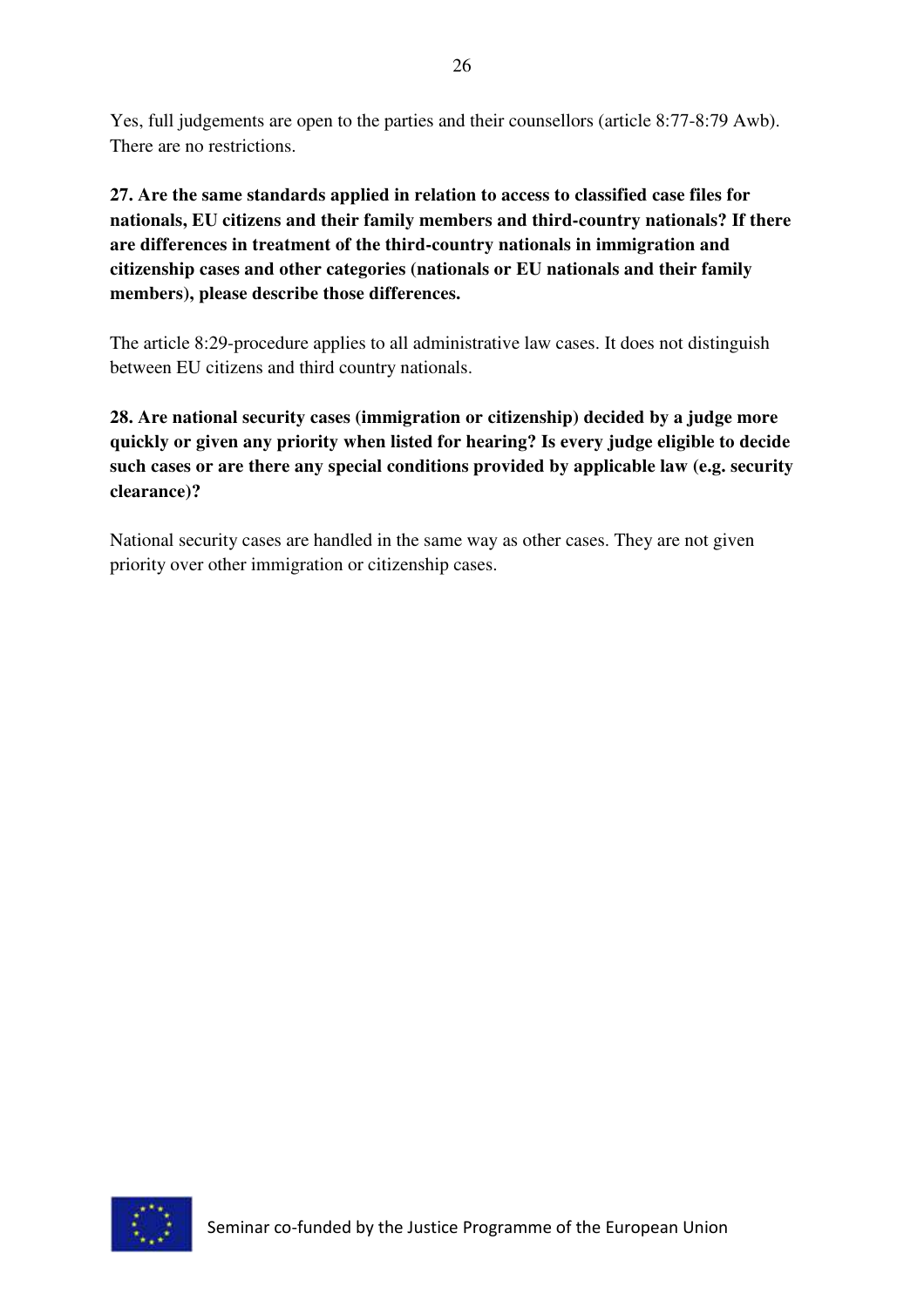Yes, full judgements are open to the parties and their counsellors (article 8:77-8:79 Awb). There are no restrictions.

**27. Are the same standards applied in relation to access to classified case files for nationals, EU citizens and their family members and third-country nationals? If there are differences in treatment of the third-country nationals in immigration and citizenship cases and other categories (nationals or EU nationals and their family members), please describe those differences.**

The article 8:29-procedure applies to all administrative law cases. It does not distinguish between EU citizens and third country nationals.

**28. Are national security cases (immigration or citizenship) decided by a judge more quickly or given any priority when listed for hearing? Is every judge eligible to decide such cases or are there any special conditions provided by applicable law (e.g. security clearance)?**

National security cases are handled in the same way as other cases. They are not given priority over other immigration or citizenship cases.